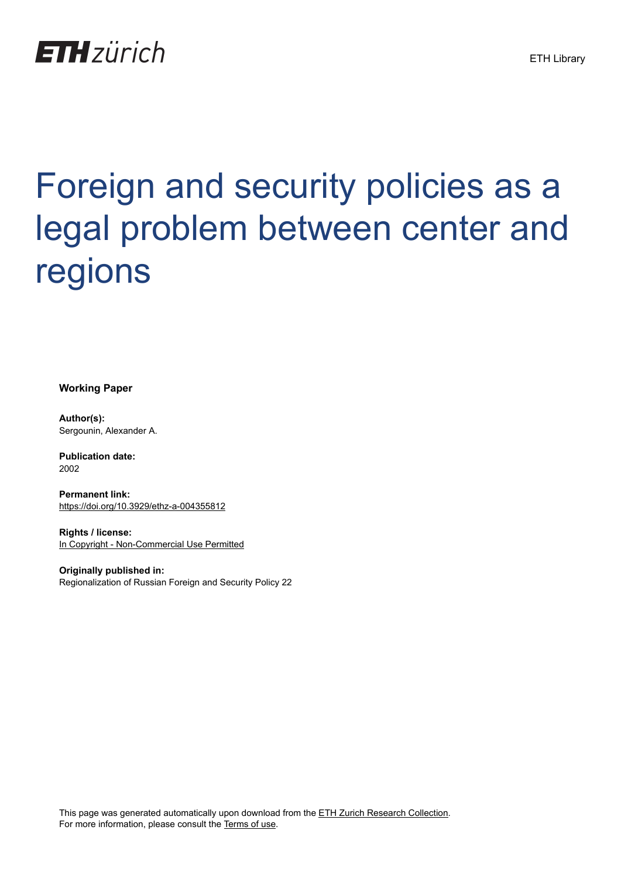ETH zürich

ETH Library

# Foreign and security policies as a legal problem between center and regions

**Working Paper**

**Author(s):**
Sergounin, Alexander A.

**Publication date:**
2002

**Permanent link:**
https://doi.org/10.3929/ethz-a-004355812

**Rights / license:**
In Copyright - Non-Commercial Use Permitted

**Originally published in:**
Regionalization of Russian Foreign and Security Policy 22

This page was generated automatically upon download from the ETH Zurich Research Collection.
For more information, please consult the Terms of use.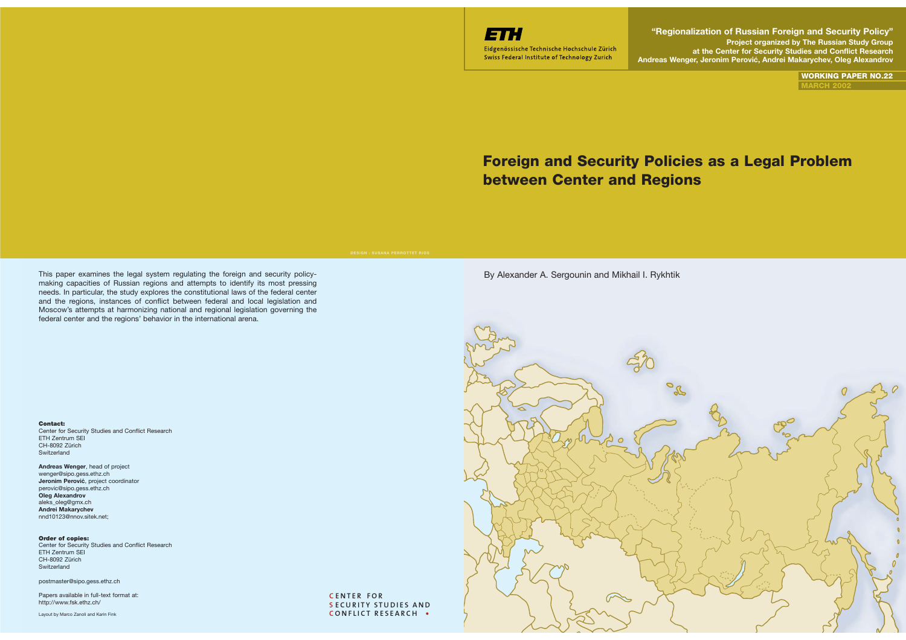**"Regionalization of Russian Foreign and Security Policy"**
**Project organized by The Russian Study Group at the Center for Security Studies and Conflict Research**
**Andreas Wenger, Jeronim Perović, Andrei Makarychev, Oleg Alexandrov**

Eidgenössische Technische Hochschule Zürich
Swiss Federal Institute of Technology Zurich

**WORKING PAPER NO.22**
**MARCH 2002**

# Foreign and Security Policies as a Legal Problem between Center and Regions

By Alexander A. Sergounin and Mikhail I. Rykhtik

This paper examines the legal system regulating the foreign and security policy-making capacities of Russian regions and attempts to identify its most pressing needs. In particular, the study explores the constitutional laws of the federal center and the regions, instances of conflict between federal and local legislation and Moscow's attempts at harmonizing national and regional legislation governing the federal center and the regions' behavior in the international arena.

**Contact:**
Center for Security Studies and Conflict Research
ETH Zentrum SEI
CH-8092 Zürich
Switzerland

**Andreas Wenger**, head of project
wenger@sipo.gess.ethz.ch
**Jeronim Perović**, project coordinator
perovic@sipo.gess.ethz.ch
**Oleg Alexandrov**
aleks_oleg@gmx.ch
**Andrei Makarychev**
nnd10123@nnov.sitek.net;

**Order of copies:**
Center for Security Studies and Conflict Research
ETH Zentrum SEI
CH-8092 Zürich
Switzerland

postmaster@sipo.gess.ethz.ch

Papers available in full-text format at:
http://www.fsk.ethz.ch/

Layout by Marco Zanoli and Karin Fink

CENTER FOR SECURITY STUDIES AND CONFLICT RESEARCH

DESIGN : SUSANA PERROTTET RIOS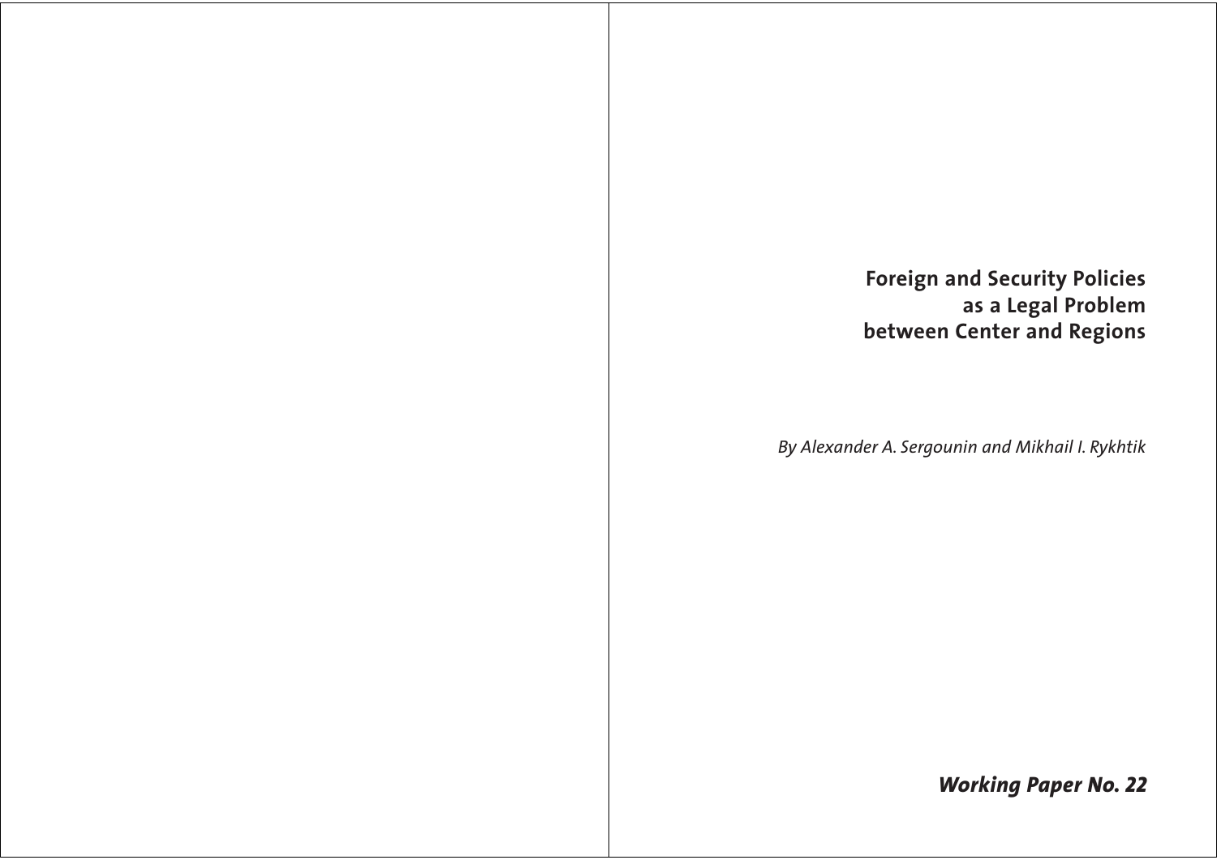# Foreign and Security Policies as a Legal Problem between Center and Regions

*By Alexander A. Sergounin and Mikhail I. Rykhtik*

***Working Paper No. 22***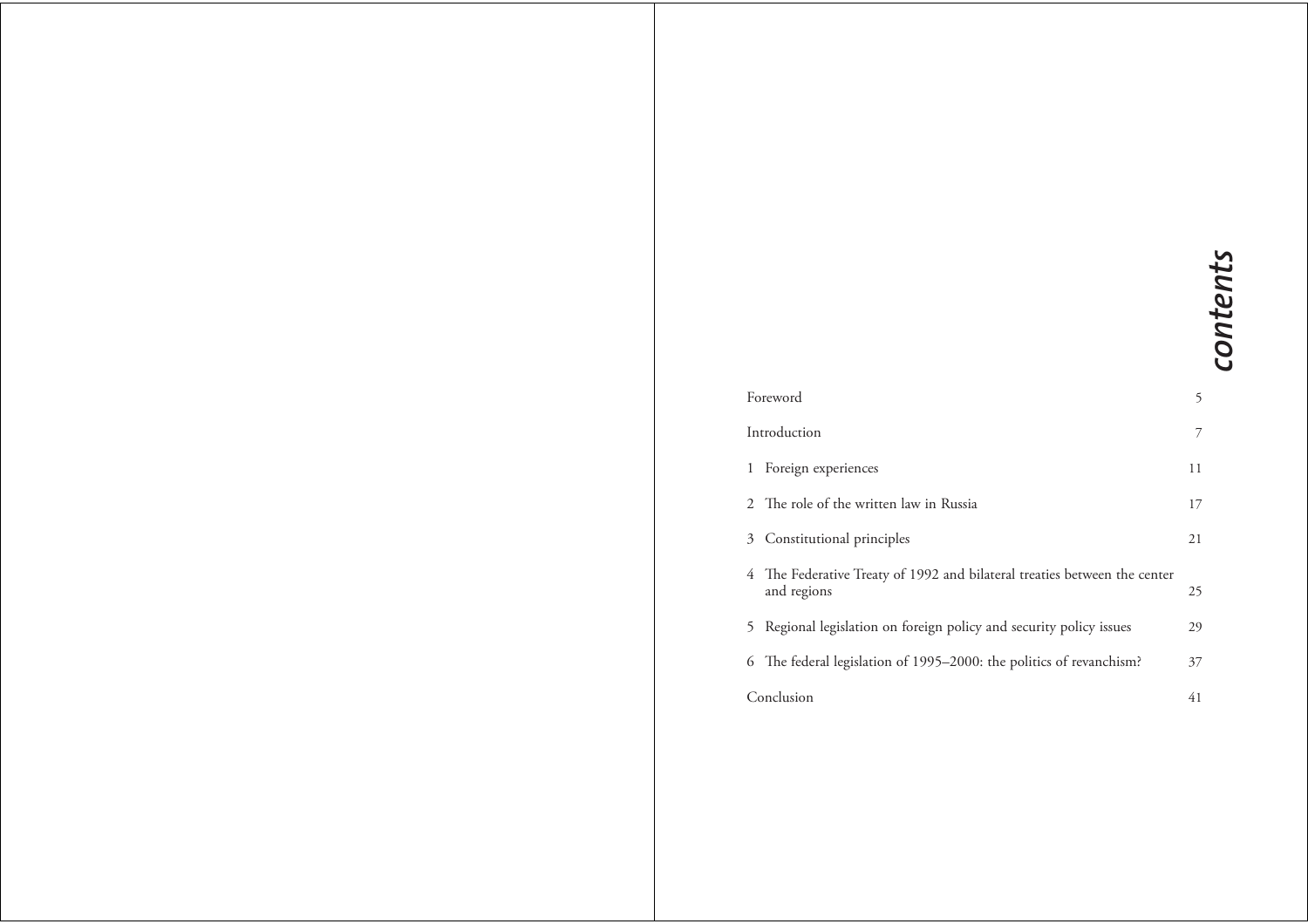# contents

| | |
|---|---|
| Foreword | 5 |
| Introduction | 7 |
| 1 Foreign experiences | 11 |
| 2 The role of the written law in Russia | 17 |
| 3 Constitutional principles | 21 |
| 4 The Federative Treaty of 1992 and bilateral treaties between the center and regions | 25 |
| 5 Regional legislation on foreign policy and security policy issues | 29 |
| 6 The federal legislation of 1995–2000: the politics of revanchism? | 37 |
| Conclusion | 41 |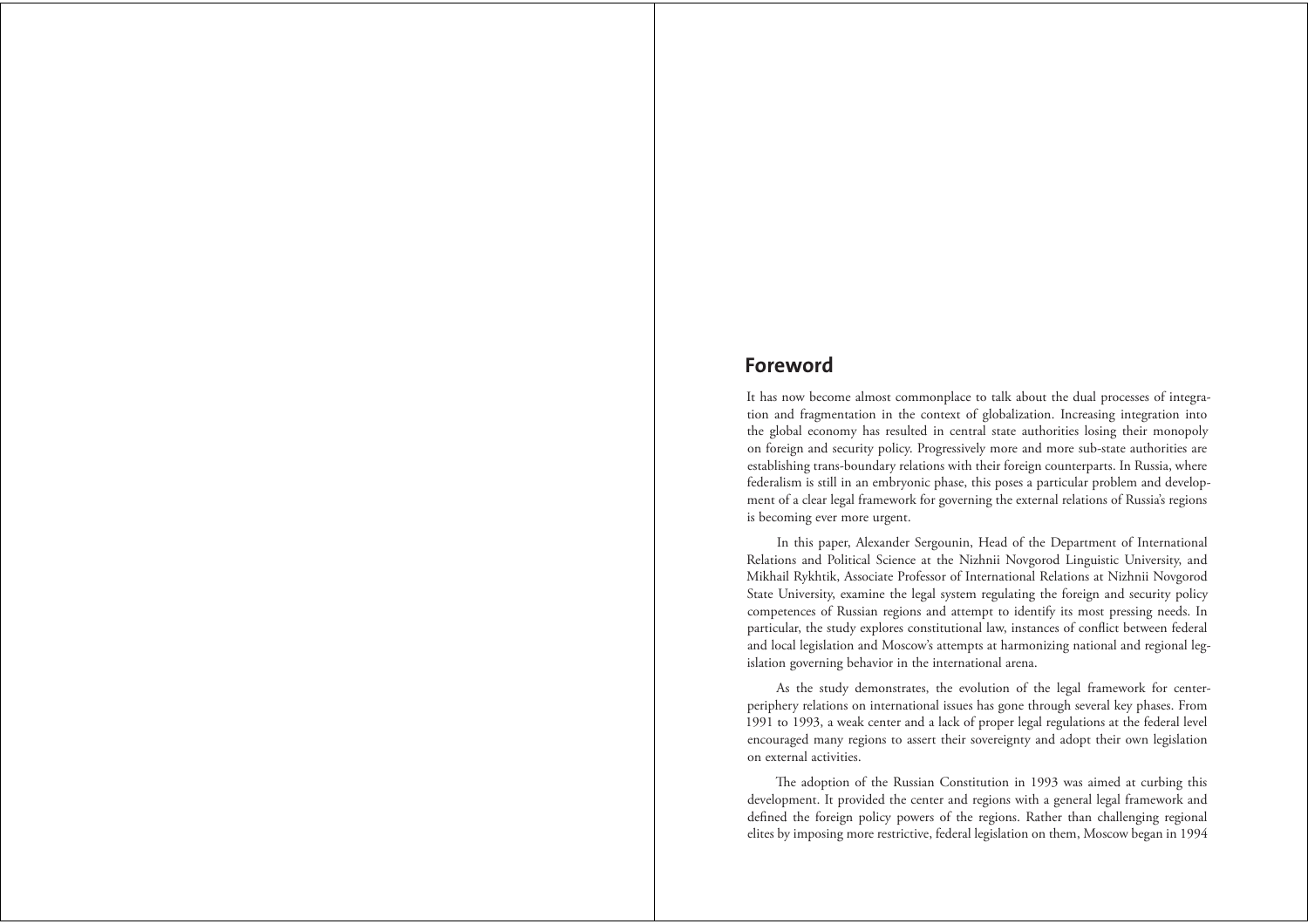## Foreword

It has now become almost commonplace to talk about the dual processes of integration and fragmentation in the context of globalization. Increasing integration into the global economy has resulted in central state authorities losing their monopoly on foreign and security policy. Progressively more and more sub-state authorities are establishing trans-boundary relations with their foreign counterparts. In Russia, where federalism is still in an embryonic phase, this poses a particular problem and development of a clear legal framework for governing the external relations of Russia's regions is becoming ever more urgent.

In this paper, Alexander Sergounin, Head of the Department of International Relations and Political Science at the Nizhnii Novgorod Linguistic University, and Mikhail Rykhtik, Associate Professor of International Relations at Nizhnii Novgorod State University, examine the legal system regulating the foreign and security policy competences of Russian regions and attempt to identify its most pressing needs. In particular, the study explores constitutional law, instances of conflict between federal and local legislation and Moscow's attempts at harmonizing national and regional legislation governing behavior in the international arena.

As the study demonstrates, the evolution of the legal framework for center-periphery relations on international issues has gone through several key phases. From 1991 to 1993, a weak center and a lack of proper legal regulations at the federal level encouraged many regions to assert their sovereignty and adopt their own legislation on external activities.

The adoption of the Russian Constitution in 1993 was aimed at curbing this development. It provided the center and regions with a general legal framework and defined the foreign policy powers of the regions. Rather than challenging regional elites by imposing more restrictive, federal legislation on them, Moscow began in 1994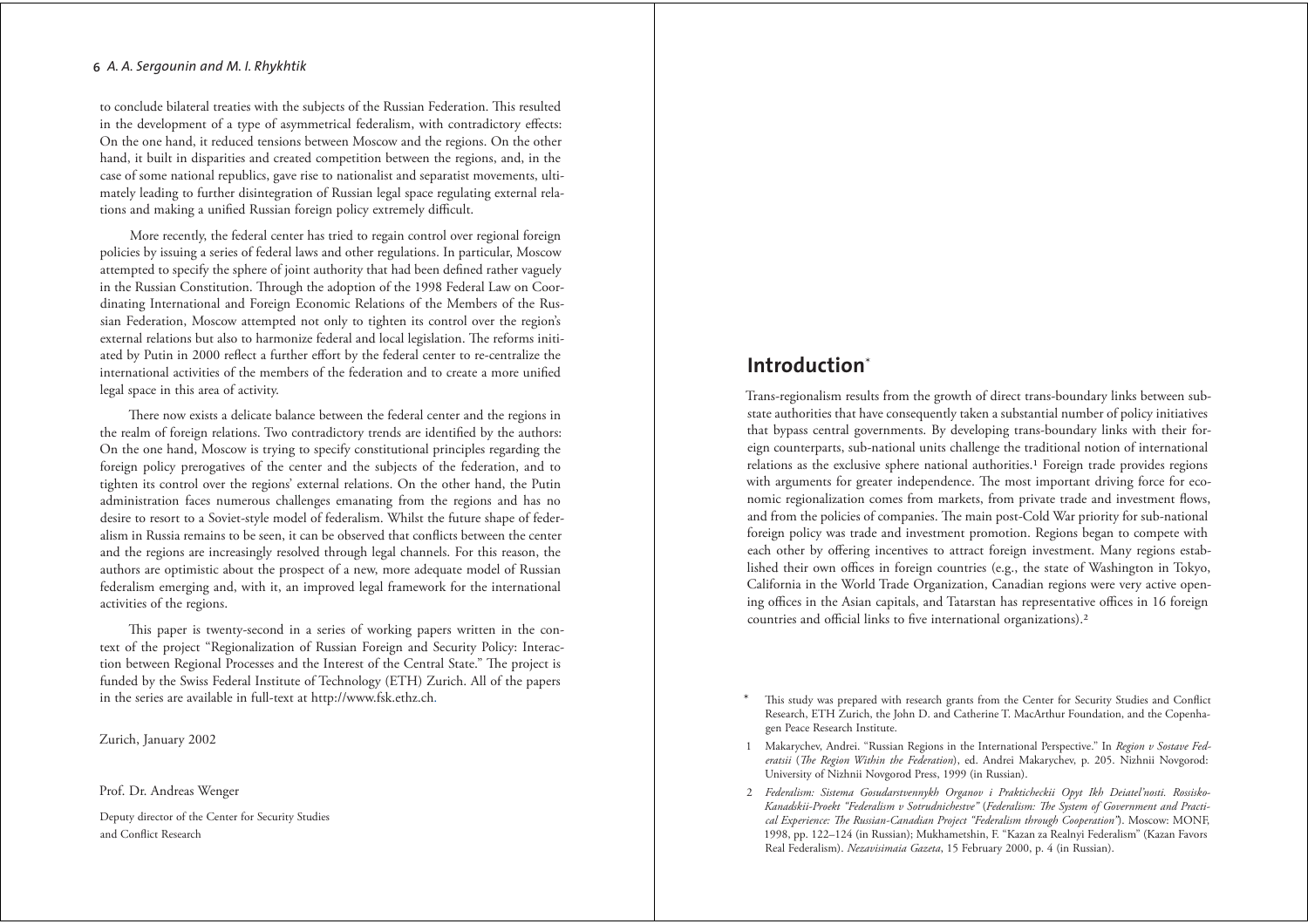to conclude bilateral treaties with the subjects of the Russian Federation. This resulted in the development of a type of asymmetrical federalism, with contradictory effects: On the one hand, it reduced tensions between Moscow and the regions. On the other hand, it built in disparities and created competition between the regions, and, in the case of some national republics, gave rise to nationalist and separatist movements, ultimately leading to further disintegration of Russian legal space regulating external relations and making a unified Russian foreign policy extremely difficult.

More recently, the federal center has tried to regain control over regional foreign policies by issuing a series of federal laws and other regulations. In particular, Moscow attempted to specify the sphere of joint authority that had been defined rather vaguely in the Russian Constitution. Through the adoption of the 1998 Federal Law on Coordinating International and Foreign Economic Relations of the Members of the Russian Federation, Moscow attempted not only to tighten its control over the region's external relations but also to harmonize federal and local legislation. The reforms initiated by Putin in 2000 reflect a further effort by the federal center to re-centralize the international activities of the members of the federation and to create a more unified legal space in this area of activity.

There now exists a delicate balance between the federal center and the regions in the realm of foreign relations. Two contradictory trends are identified by the authors: On the one hand, Moscow is trying to specify constitutional principles regarding the foreign policy prerogatives of the center and the subjects of the federation, and to tighten its control over the regions' external relations. On the other hand, the Putin administration faces numerous challenges emanating from the regions and has no desire to resort to a Soviet-style model of federalism. Whilst the future shape of federalism in Russia remains to be seen, it can be observed that conflicts between the center and the regions are increasingly resolved through legal channels. For this reason, the authors are optimistic about the prospect of a new, more adequate model of Russian federalism emerging and, with it, an improved legal framework for the international activities of the regions.

This paper is twenty-second in a series of working papers written in the context of the project "Regionalization of Russian Foreign and Security Policy: Interaction between Regional Processes and the Interest of the Central State." The project is funded by the Swiss Federal Institute of Technology (ETH) Zurich. All of the papers in the series are available in full-text at http://www.fsk.ethz.ch.

Zurich, January 2002

Prof. Dr. Andreas Wenger

Deputy director of the Center for Security Studies and Conflict Research

## Introduction*

Trans-regionalism results from the growth of direct trans-boundary links between sub-state authorities that have consequently taken a substantial number of policy initiatives that bypass central governments. By developing trans-boundary links with their foreign counterparts, sub-national units challenge the traditional notion of international relations as the exclusive sphere national authorities.[1] Foreign trade provides regions with arguments for greater independence. The most important driving force for economic regionalization comes from markets, from private trade and investment flows, and from the policies of companies. The main post-Cold War priority for sub-national foreign policy was trade and investment promotion. Regions began to compete with each other by offering incentives to attract foreign investment. Many regions established their own offices in foreign countries (e.g., the state of Washington in Tokyo, California in the World Trade Organization, Canadian regions were very active opening offices in the Asian capitals, and Tatarstan has representative offices in 16 foreign countries and official links to five international organizations).[2]

---

\* This study was prepared with research grants from the Center for Security Studies and Conflict Research, ETH Zurich, the John D. and Catherine T. MacArthur Foundation, and the Copenhagen Peace Research Institute.

1 Makarychev, Andrei. "Russian Regions in the International Perspective." In *Region v Sostave Federatsii* (*The Region Within the Federation*), ed. Andrei Makarychev, p. 205. Nizhnii Novgorod: University of Nizhnii Novgorod Press, 1999 (in Russian).

2 *Federalism: Sistema Gosudarstvennykh Organov i Prakticheckii Opyt Ikh Deiatel'nosti. Rossisko-Kanadskii-Proekt "Federalism v Sotrudnichestve"* (*Federalism: The System of Government and Practical Experience: The Russian-Canadian Project "Federalism through Cooperation"*). Moscow: MONF, 1998, pp. 122–124 (in Russian); Mukhametshin, F. "Kazan za Realnyi Federalism" (Kazan Favors Real Federalism). *Nezavisimaia Gazeta*, 15 February 2000, p. 4 (in Russian).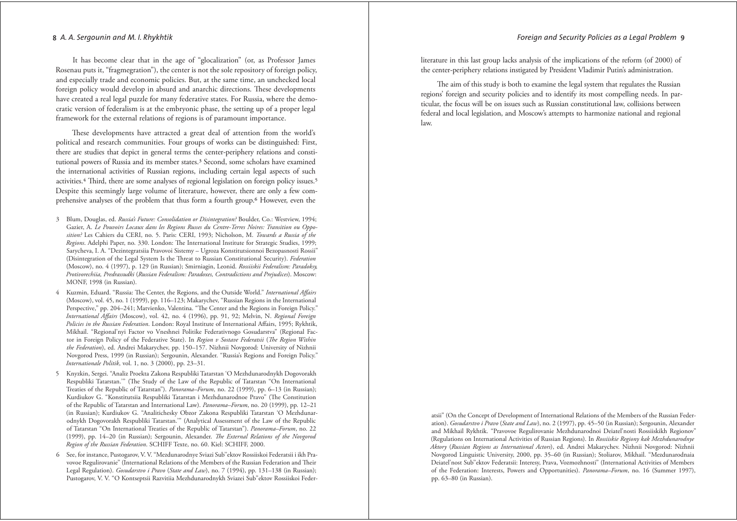It has become clear that in the age of "glocalization" (or, as Professor James Rosenau puts it, "fragmegration"), the center is not the sole repository of foreign policy, and especially trade and economic policies. But, at the same time, an unchecked local foreign policy would develop in absurd and anarchic directions. These developments have created a real legal puzzle for many federative states. For Russia, where the democratic version of federalism is at the embryonic phase, the setting up of a proper legal framework for the external relations of regions is of paramount importance.

These developments have attracted a great deal of attention from the world's political and research communities. Four groups of works can be distinguished: First, there are studies that depict in general terms the center-periphery relations and constitutional powers of Russia and its member states.[3] Second, some scholars have examined the international activities of Russian regions, including certain legal aspects of such activities.[4] Third, there are some analyses of regional legislation on foreign policy issues.[5] Despite this seemingly large volume of literature, however, there are only a few comprehensive analyses of the problem that thus form a fourth group.[6] However, even the literature in this last group lacks analysis of the implications of the reform (of 2000) of the center-periphery relations instigated by President Vladimir Putin's administration.

The aim of this study is both to examine the legal system that regulates the Russian regions' foreign and security policies and to identify its most compelling needs. In particular, the focus will be on issues such as Russian constitutional law, collisions between federal and local legislation, and Moscow's attempts to harmonize national and regional law.

3 Blum, Douglas, ed. *Russia's Future: Consolidation or Disintegration?* Boulder, Co.: Westview, 1994; Gazier, A. *Le Pouvoirs Locaux dans les Regions Russes du Centre-Terres Noires: Transition ou Opposition?* Les Cahiers du CERI, no. 5. Paris: CERI, 1993; Nicholson, M. *Towards a Russia of the Regions*. Adelphi Paper, no. 330. London: The International Institute for Strategic Studies, 1999; Sarycheva, I. A. "Dezintegratsiia Pravovoi Sistemy – Ugroza Konstitutsionnoi Bezopasnosti Rossii" (Disintegration of the Legal System Is the Threat to Russian Constitutional Security). *Federation* (Moscow), no. 4 (1997), p. 129 (in Russian); Smirniagin, Leonid. *Rossiiskii Federalism: Paradoksy, Protivorechiia, Predrassudki* (*Russian Federalism: Paradoxes, Contradictions and Prejudices*). Moscow: MONF, 1998 (in Russian).

4 Kuzmin, Eduard. "Russia: The Center, the Regions, and the Outside World." *International Affairs* (Moscow), vol. 45, no. 1 (1999), pp. 116–123; Makarychev, "Russian Regions in the International Perspective," pp. 204–241; Matvienko, Valentina. "The Center and the Regions in Foreign Policy." *International Affairs* (Moscow), vol. 42, no. 4 (1996), pp. 91, 92; Melvin, N. *Regional Foreign Policies in the Russian Federation*. London: Royal Institute of International Affairs, 1995; Rykhtik, Mikhail. "Regional'nyi Factor vo Vneshnei Politike Federativnogo Gosudarstva" (Regional Factor in Foreign Policy of the Federative State). In *Region v Sostave Federatsii* (*The Region Within the Federation*), ed. Andrei Makarychev, pp. 150–157. Nizhnii Novgorod: University of Nizhnii Novgorod Press, 1999 (in Russian); Sergounin, Alexander. "Russia's Regions and Foreign Policy." *Internationale Politik*, vol. 1, no. 3 (2000), pp. 23–31.

5 Knyzkin, Sergei. "Analiz Proekta Zakona Respubliki Tatarstan 'O Mezhdunarodnykh Dogovorakh Respubliki Tatarstan.'" (The Study of the Law of the Republic of Tatarstan "On International Treaties of the Republic of Tatarstan"). *Panorama–Forum*, no. 22 (1999), pp. 6–13 (in Russian); Kurdiukov G. "Konstitutsiia Respubliki Tatarstan i Mezhdunarodnoe Pravo" (The Constitution of the Republic of Tatarstan and International Law). *Panorama–Forum*, no. 20 (1999), pp. 12–21 (in Russian); Kurdiukov G. "Analitichesky Obzor Zakona Respubliki Tatarstan 'O Mezhdunarodnykh Dogovorakh Respubliki Tatarstan.'" (Analytical Assessment of the Law of the Republic of Tatarstan "On International Treaties of the Republic of Tatarstan"). *Panorama–Forum*, no. 22 (1999), pp. 14–20 (in Russian); Sergounin, Alexander. *The External Relations of the Novgorod Region of the Russian Federation*. SCHIFF Texte, no. 60. Kiel: SCHIFF, 2000.

6 See, for instance, Pustogarov, V. V. "Mezdunarodnye Sviazi Sub"ektov Rossiiskoi Federatsii i ikh Pravovoe Regulirovanie" (International Relations of the Members of the Russian Federation and Their Legal Regulation). *Gosudarstvo i Pravo* (*State and Law*), no. 7 (1994), pp. 131–138 (in Russian); Pustogarov, V. V. "O Kontseptsii Razvitiia Mezhdunarodnykh Sviazei Sub"ektov Rossiiskoi Federatsii" (On the Concept of Development of International Relations of the Members of the Russian Federation). *Gosudarstvo i Pravo* (*State and Law*), no. 2 (1997), pp. 45–50 (in Russian); Sergounin, Alexander and Mikhail Rykhtik. "Pravovoe Regulirovanie Mezhdunarodnoi Deiatel'nosti Rossiiskikh Regionov" (Regulations on International Activities of Russian Regions). In *Rossiiskie Regiony kak Mezhdunarodnye Aktory* (*Russian Regions as International Actors*), ed. Andrei Makarychev. Nizhnii Novgorod: Nizhnii Novgorod Linguistic University, 2000, pp. 35–60 (in Russian); Stoliarov, Mikhail. "Mezdunarodnaia Deiatel'nost Sub"ektov Federatsii: Interesy, Prava, Vozmozhnosti" (International Activities of Members of the Federation: Interests, Powers and Opportunities). *Panorama–Forum*, no. 16 (Summer 1997), pp. 63–80 (in Russian).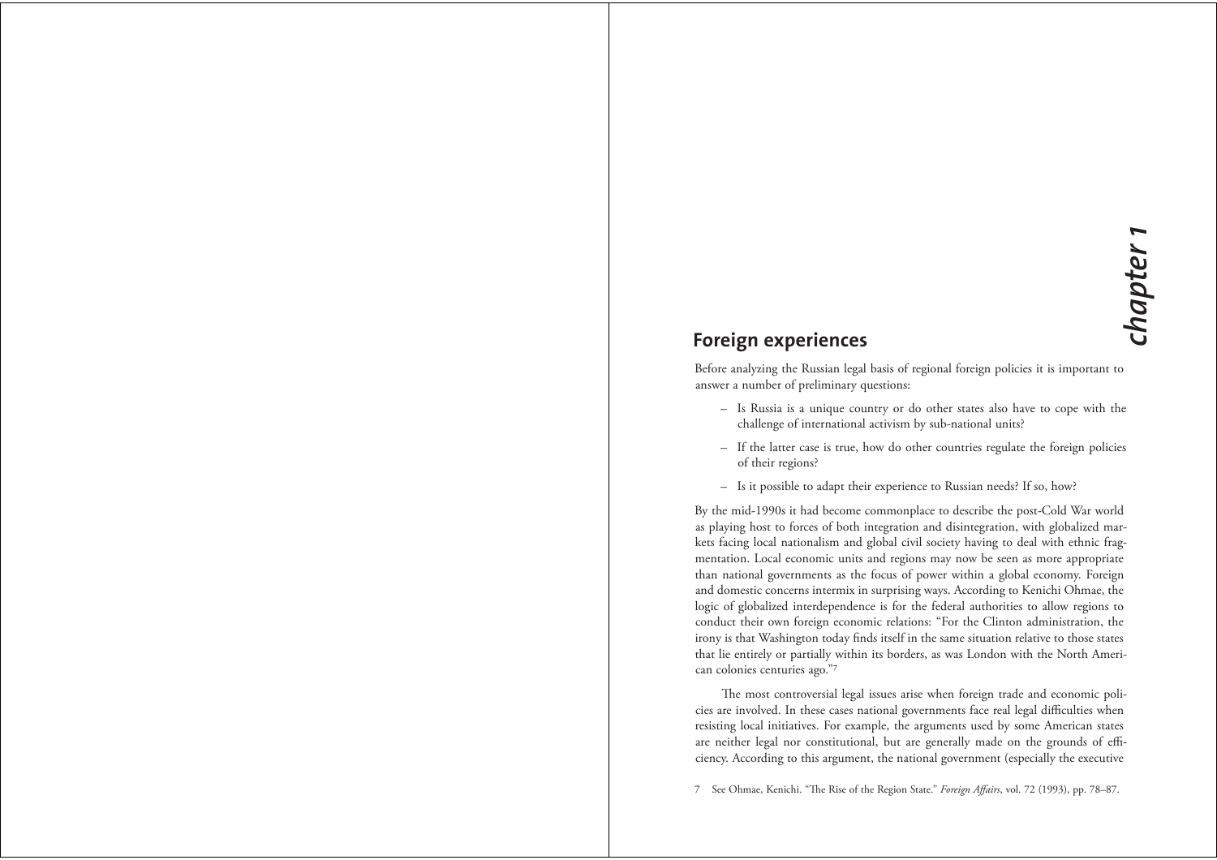# chapter 1

## Foreign experiences

Before analyzing the Russian legal basis of regional foreign policies it is important to answer a number of preliminary questions:

- Is Russia is a unique country or do other states also have to cope with the challenge of international activism by sub-national units?
- If the latter case is true, how do other countries regulate the foreign policies of their regions?
- Is it possible to adapt their experience to Russian needs? If so, how?

By the mid-1990s it had become commonplace to describe the post-Cold War world as playing host to forces of both integration and disintegration, with globalized markets facing local nationalism and global civil society having to deal with ethnic fragmentation. Local economic units and regions may now be seen as more appropriate than national governments as the focus of power within a global economy. Foreign and domestic concerns intermix in surprising ways. According to Kenichi Ohmae, the logic of globalized interdependence is for the federal authorities to allow regions to conduct their own foreign economic relations: "For the Clinton administration, the irony is that Washington today finds itself in the same situation relative to those states that lie entirely or partially within its borders, as was London with the North American colonies centuries ago."[7]

The most controversial legal issues arise when foreign trade and economic policies are involved. In these cases national governments face real legal difficulties when resisting local initiatives. For example, the arguments used by some American states are neither legal nor constitutional, but are generally made on the grounds of efficiency. According to this argument, the national government (especially the executive

7 See Ohmae, Kenichi. "The Rise of the Region State." *Foreign Affairs*, vol. 72 (1993), pp. 78–87.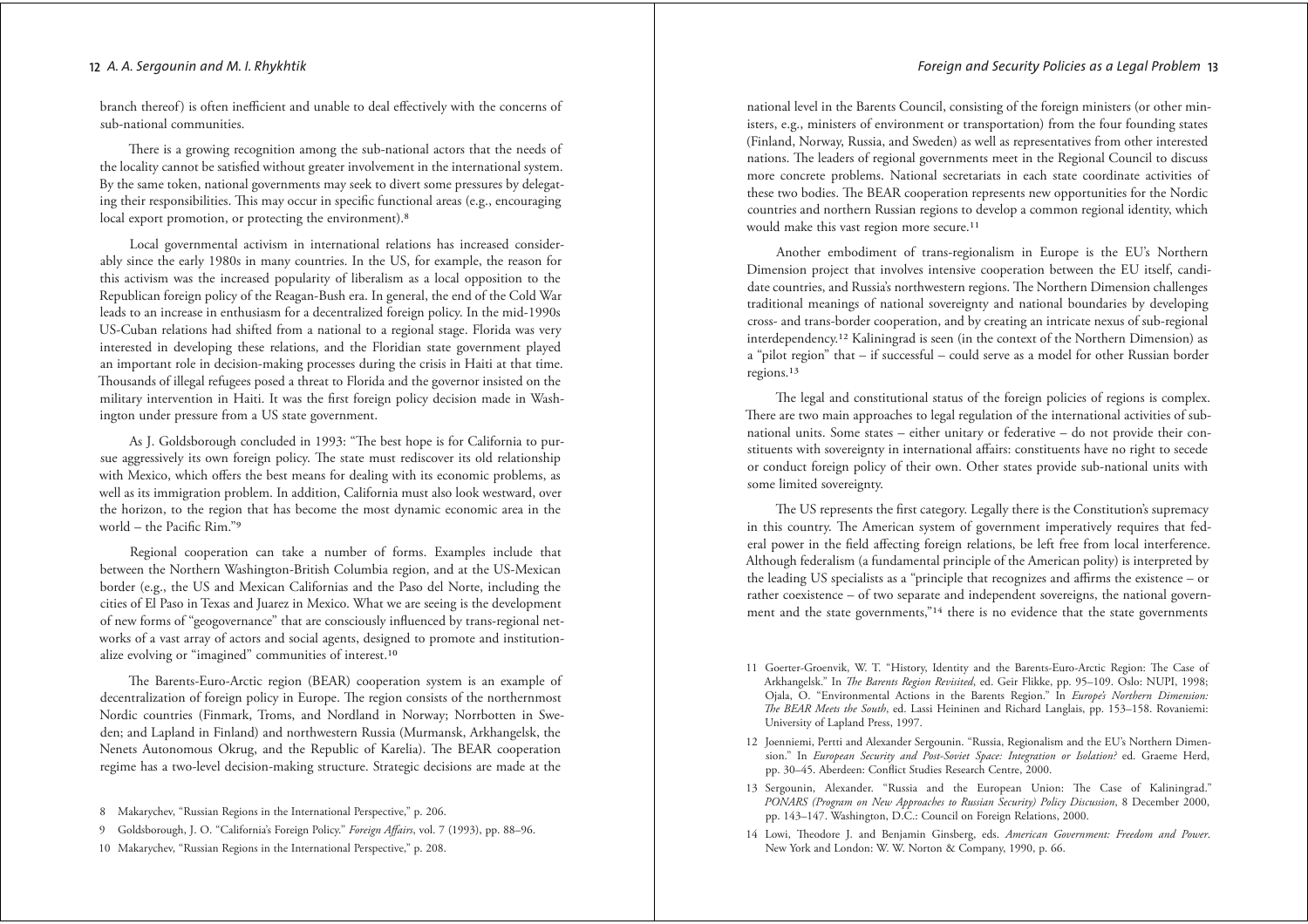branch thereof) is often inefficient and unable to deal effectively with the concerns of sub-national communities.

There is a growing recognition among the sub-national actors that the needs of the locality cannot be satisfied without greater involvement in the international system. By the same token, national governments may seek to divert some pressures by delegating their responsibilities. This may occur in specific functional areas (e.g., encouraging local export promotion, or protecting the environment).[8]

Local governmental activism in international relations has increased considerably since the early 1980s in many countries. In the US, for example, the reason for this activism was the increased popularity of liberalism as a local opposition to the Republican foreign policy of the Reagan-Bush era. In general, the end of the Cold War leads to an increase in enthusiasm for a decentralized foreign policy. In the mid-1990s US-Cuban relations had shifted from a national to a regional stage. Florida was very interested in developing these relations, and the Floridian state government played an important role in decision-making processes during the crisis in Haiti at that time. Thousands of illegal refugees posed a threat to Florida and the governor insisted on the military intervention in Haiti. It was the first foreign policy decision made in Washington under pressure from a US state government.

As J. Goldsborough concluded in 1993: "The best hope is for California to pursue aggressively its own foreign policy. The state must rediscover its old relationship with Mexico, which offers the best means for dealing with its economic problems, as well as its immigration problem. In addition, California must also look westward, over the horizon, to the region that has become the most dynamic economic area in the world – the Pacific Rim."[9]

Regional cooperation can take a number of forms. Examples include that between the Northern Washington-British Columbia region, and at the US-Mexican border (e.g., the US and Mexican Californias and the Paso del Norte, including the cities of El Paso in Texas and Juarez in Mexico. What we are seeing is the development of new forms of "geogovernance" that are consciously influenced by trans-regional networks of a vast array of actors and social agents, designed to promote and institutionalize evolving or "imagined" communities of interest.[10]

The Barents-Euro-Arctic region (BEAR) cooperation system is an example of decentralization of foreign policy in Europe. The region consists of the northernmost Nordic countries (Finmark, Troms, and Nordland in Norway; Norrbotten in Sweden; and Lapland in Finland) and northwestern Russia (Murmansk, Arkhangelsk, the Nenets Autonomous Okrug, and the Republic of Karelia). The BEAR cooperation regime has a two-level decision-making structure. Strategic decisions are made at the national level in the Barents Council, consisting of the foreign ministers (or other ministers, e.g., ministers of environment or transportation) from the four founding states (Finland, Norway, Russia, and Sweden) as well as representatives from other interested nations. The leaders of regional governments meet in the Regional Council to discuss more concrete problems. National secretariats in each state coordinate activities of these two bodies. The BEAR cooperation represents new opportunities for the Nordic countries and northern Russian regions to develop a common regional identity, which would make this vast region more secure.[11]

Another embodiment of trans-regionalism in Europe is the EU's Northern Dimension project that involves intensive cooperation between the EU itself, candidate countries, and Russia's northwestern regions. The Northern Dimension challenges traditional meanings of national sovereignty and national boundaries by developing cross- and trans-border cooperation, and by creating an intricate nexus of sub-regional interdependency.[12] Kaliningrad is seen (in the context of the Northern Dimension) as a "pilot region" that – if successful – could serve as a model for other Russian border regions.[13]

The legal and constitutional status of the foreign policies of regions is complex. There are two main approaches to legal regulation of the international activities of sub-national units. Some states – either unitary or federative – do not provide their constituents with sovereignty in international affairs: constituents have no right to secede or conduct foreign policy of their own. Other states provide sub-national units with some limited sovereignty.

The US represents the first category. Legally there is the Constitution's supremacy in this country. The American system of government imperatively requires that federal power in the field affecting foreign relations, be left free from local interference. Although federalism (a fundamental principle of the American polity) is interpreted by the leading US specialists as a "principle that recognizes and affirms the existence – or rather coexistence – of two separate and independent sovereigns, the national government and the state governments,"[14] there is no evidence that the state governments

---

8 Makarychev, "Russian Regions in the International Perspective," p. 206.

9 Goldsborough, J. O. "California's Foreign Policy." *Foreign Affairs*, vol. 7 (1993), pp. 88–96.

10 Makarychev, "Russian Regions in the International Perspective," p. 208.

11 Goerter-Groenvik, W. T. "History, Identity and the Barents-Euro-Arctic Region: The Case of Arkhangelsk." In *The Barents Region Revisited*, ed. Geir Flikke, pp. 95–109. Oslo: NUPI, 1998; Ojala, O. "Environmental Actions in the Barents Region." In *Europe's Northern Dimension: The BEAR Meets the South*, ed. Lassi Heininen and Richard Langlais, pp. 153–158. Rovaniemi: University of Lapland Press, 1997.

12 Joenniemi, Pertti and Alexander Sergounin. "Russia, Regionalism and the EU's Northern Dimension." In *European Security and Post-Soviet Space: Integration or Isolation?* ed. Graeme Herd, pp. 30–45. Aberdeen: Conflict Studies Research Centre, 2000.

13 Sergounin, Alexander. "Russia and the European Union: The Case of Kaliningrad." *PONARS (Program on New Approaches to Russian Security) Policy Discussion*, 8 December 2000, pp. 143–147. Washington, D.C.: Council on Foreign Relations, 2000.

14 Lowi, Theodore J. and Benjamin Ginsberg, eds. *American Government: Freedom and Power*. New York and London: W. W. Norton & Company, 1990, p. 66.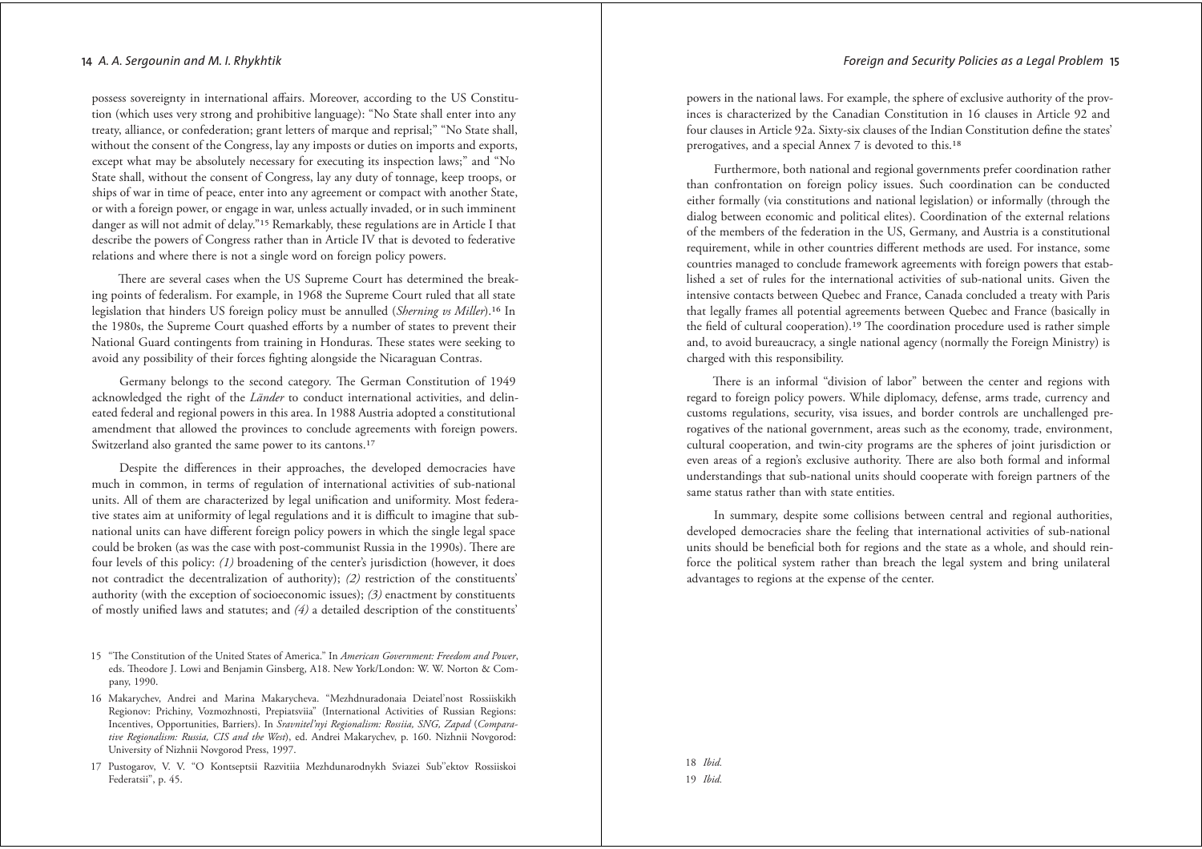possess sovereignty in international affairs. Moreover, according to the US Constitution (which uses very strong and prohibitive language): "No State shall enter into any treaty, alliance, or confederation; grant letters of marque and reprisal;" "No State shall, without the consent of the Congress, lay any imposts or duties on imports and exports, except what may be absolutely necessary for executing its inspection laws;" and "No State shall, without the consent of Congress, lay any duty of tonnage, keep troops, or ships of war in time of peace, enter into any agreement or compact with another State, or with a foreign power, or engage in war, unless actually invaded, or in such imminent danger as will not admit of delay."[15] Remarkably, these regulations are in Article I that describe the powers of Congress rather than in Article IV that is devoted to federative relations and where there is not a single word on foreign policy powers.

There are several cases when the US Supreme Court has determined the breaking points of federalism. For example, in 1968 the Supreme Court ruled that all state legislation that hinders US foreign policy must be annulled (*Sherning vs Miller*).[16] In the 1980s, the Supreme Court quashed efforts by a number of states to prevent their National Guard contingents from training in Honduras. These states were seeking to avoid any possibility of their forces fighting alongside the Nicaraguan Contras.

Germany belongs to the second category. The German Constitution of 1949 acknowledged the right of the *Länder* to conduct international activities, and delineated federal and regional powers in this area. In 1988 Austria adopted a constitutional amendment that allowed the provinces to conclude agreements with foreign powers. Switzerland also granted the same power to its cantons.[17]

Despite the differences in their approaches, the developed democracies have much in common, in terms of regulation of international activities of sub-national units. All of them are characterized by legal unification and uniformity. Most federative states aim at uniformity of legal regulations and it is difficult to imagine that sub-national units can have different foreign policy powers in which the single legal space could be broken (as was the case with post-communist Russia in the 1990s). There are four levels of this policy: *(1)* broadening of the center's jurisdiction (however, it does not contradict the decentralization of authority); *(2)* restriction of the constituents' authority (with the exception of socioeconomic issues); *(3)* enactment by constituents of mostly unified laws and statutes; and *(4)* a detailed description of the constituents' powers in the national laws. For example, the sphere of exclusive authority of the provinces is characterized by the Canadian Constitution in 16 clauses in Article 92 and four clauses in Article 92a. Sixty-six clauses of the Indian Constitution define the states' prerogatives, and a special Annex 7 is devoted to this.[18]

Furthermore, both national and regional governments prefer coordination rather than confrontation on foreign policy issues. Such coordination can be conducted either formally (via constitutions and national legislation) or informally (through the dialog between economic and political elites). Coordination of the external relations of the members of the federation in the US, Germany, and Austria is a constitutional requirement, while in other countries different methods are used. For instance, some countries managed to conclude framework agreements with foreign powers that established a set of rules for the international activities of sub-national units. Given the intensive contacts between Quebec and France, Canada concluded a treaty with Paris that legally frames all potential agreements between Quebec and France (basically in the field of cultural cooperation).[19] The coordination procedure used is rather simple and, to avoid bureaucracy, a single national agency (normally the Foreign Ministry) is charged with this responsibility.

There is an informal "division of labor" between the center and regions with regard to foreign policy powers. While diplomacy, defense, arms trade, currency and customs regulations, security, visa issues, and border controls are unchallenged prerogatives of the national government, areas such as the economy, trade, environment, cultural cooperation, and twin-city programs are the spheres of joint jurisdiction or even areas of a region's exclusive authority. There are also both formal and informal understandings that sub-national units should cooperate with foreign partners of the same status rather than with state entities.

In summary, despite some collisions between central and regional authorities, developed democracies share the feeling that international activities of sub-national units should be beneficial both for regions and the state as a whole, and should reinforce the political system rather than breach the legal system and bring unilateral advantages to regions at the expense of the center.

---

15 "The Constitution of the United States of America." In *American Government: Freedom and Power*, eds. Theodore J. Lowi and Benjamin Ginsberg, A18. New York/London: W. W. Norton & Company, 1990.

16 Makarychev, Andrei and Marina Makarycheva. "Mezhdnuradonaia Deiatel'nost Rossiiskikh Regionov: Prichiny, Vozmozhnosti, Prepiatsviia" (International Activities of Russian Regions: Incentives, Opportunities, Barriers). In *Sravnitel'nyi Regionalism: Rossiia, SNG, Zapad* (*Comparative Regionalism: Russia, CIS and the West*), ed. Andrei Makarychev, p. 160. Nizhnii Novgorod: University of Nizhnii Novgorod Press, 1997.

17 Pustogarov, V. V. "O Kontseptsii Razvitiia Mezhdunarodnykh Sviazei Sub"ektov Rossiiskoi Federatsii", p. 45.

18 *Ibid.*

19 *Ibid.*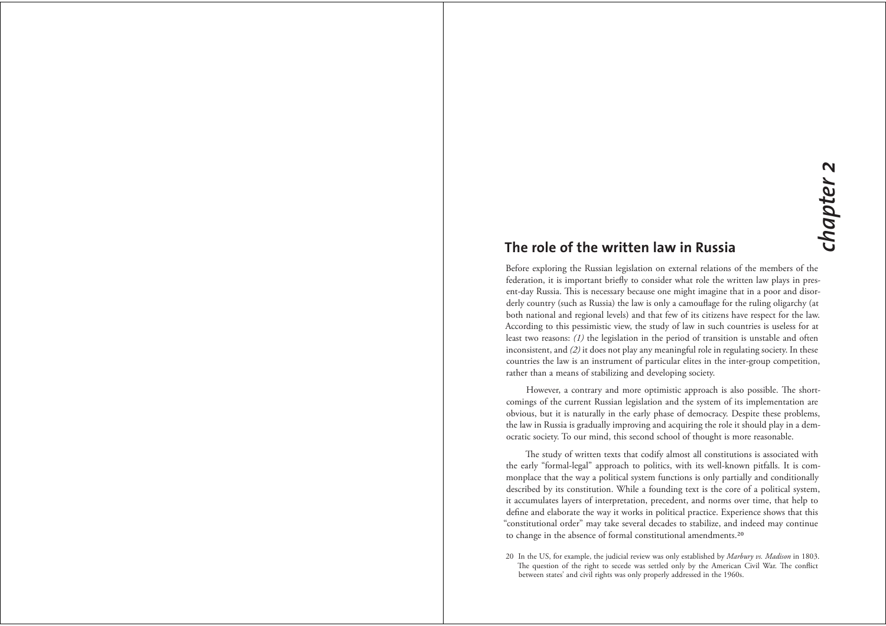# chapter 2

## The role of the written law in Russia

Before exploring the Russian legislation on external relations of the members of the federation, it is important briefly to consider what role the written law plays in present-day Russia. This is necessary because one might imagine that in a poor and disorderly country (such as Russia) the law is only a camouflage for the ruling oligarchy (at both national and regional levels) and that few of its citizens have respect for the law. According to this pessimistic view, the study of law in such countries is useless for at least two reasons: *(1)* the legislation in the period of transition is unstable and often inconsistent, and *(2)* it does not play any meaningful role in regulating society. In these countries the law is an instrument of particular elites in the inter-group competition, rather than a means of stabilizing and developing society.

However, a contrary and more optimistic approach is also possible. The shortcomings of the current Russian legislation and the system of its implementation are obvious, but it is naturally in the early phase of democracy. Despite these problems, the law in Russia is gradually improving and acquiring the role it should play in a democratic society. To our mind, this second school of thought is more reasonable.

The study of written texts that codify almost all constitutions is associated with the early "formal-legal" approach to politics, with its well-known pitfalls. It is commonplace that the way a political system functions is only partially and conditionally described by its constitution. While a founding text is the core of a political system, it accumulates layers of interpretation, precedent, and norms over time, that help to define and elaborate the way it works in political practice. Experience shows that this "constitutional order" may take several decades to stabilize, and indeed may continue to change in the absence of formal constitutional amendments.[20]

20 In the US, for example, the judicial review was only established by *Marbury vs. Madison* in 1803. The question of the right to secede was settled only by the American Civil War. The conflict between states' and civil rights was only properly addressed in the 1960s.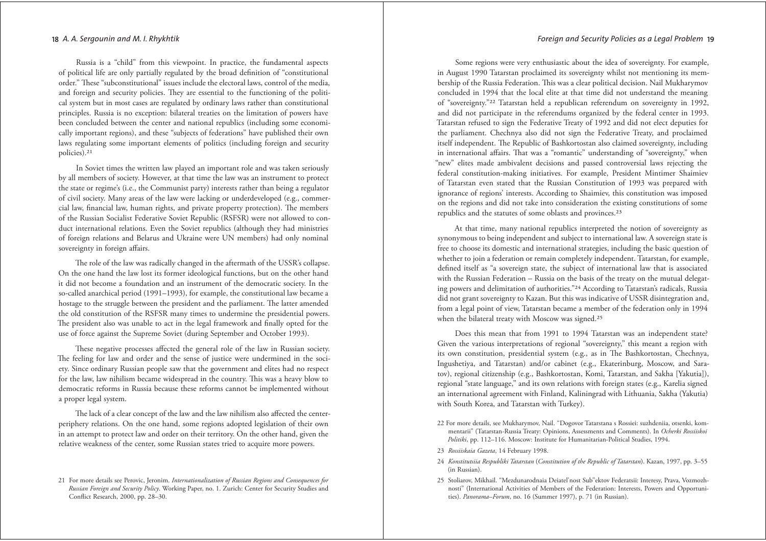Russia is a "child" from this viewpoint. In practice, the fundamental aspects of political life are only partially regulated by the broad definition of "constitutional order." These "subconstitutional" issues include the electoral laws, control of the media, and foreign and security policies. They are essential to the functioning of the political system but in most cases are regulated by ordinary laws rather than constitutional principles. Russia is no exception: bilateral treaties on the limitation of powers have been concluded between the center and national republics (including some economically important regions), and these "subjects of federations" have published their own laws regulating some important elements of politics (including foreign and security policies).[21]

In Soviet times the written law played an important role and was taken seriously by all members of society. However, at that time the law was an instrument to protect the state or regime's (i.e., the Communist party) interests rather than being a regulator of civil society. Many areas of the law were lacking or underdeveloped (e.g., commercial law, financial law, human rights, and private property protection). The members of the Russian Socialist Federative Soviet Republic (RSFSR) were not allowed to conduct international relations. Even the Soviet republics (although they had ministries of foreign relations and Belarus and Ukraine were UN members) had only nominal sovereignty in foreign affairs.

The role of the law was radically changed in the aftermath of the USSR's collapse. On the one hand the law lost its former ideological functions, but on the other hand it did not become a foundation and an instrument of the democratic society. In the so-called anarchical period (1991–1993), for example, the constitutional law became a hostage to the struggle between the president and the parliament. The latter amended the old constitution of the RSFSR many times to undermine the presidential powers. The president also was unable to act in the legal framework and finally opted for the use of force against the Supreme Soviet (during September and October 1993).

These negative processes affected the general role of the law in Russian society. The feeling for law and order and the sense of justice were undermined in the society. Since ordinary Russian people saw that the government and elites had no respect for the law, law nihilism became widespread in the country. This was a heavy blow to democratic reforms in Russia because these reforms cannot be implemented without a proper legal system.

The lack of a clear concept of the law and the law nihilism also affected the center-periphery relations. On the one hand, some regions adopted legislation of their own in an attempt to protect law and order on their territory. On the other hand, given the relative weakness of the center, some Russian states tried to acquire more powers.

Some regions were very enthusiastic about the idea of sovereignty. For example, in August 1990 Tatarstan proclaimed its sovereignty whilst not mentioning its membership of the Russia Federation. This was a clear political decision. Nail Mukharymov concluded in 1994 that the local elite at that time did not understand the meaning of "sovereignty."[22] Tatarstan held a republican referendum on sovereignty in 1992, and did not participate in the referendums organized by the federal center in 1993. Tatarstan refused to sign the Federative Treaty of 1992 and did not elect deputies for the parliament. Chechnya also did not sign the Federative Treaty, and proclaimed itself independent. The Republic of Bashkortostan also claimed sovereignty, including in international affairs. That was a "romantic" understanding of "sovereignty," when "new" elites made ambivalent decisions and passed controversial laws rejecting the federal constitution-making initiatives. For example, President Mintimer Shaimiev of Tatarstan even stated that the Russian Constitution of 1993 was prepared with ignorance of regions' interests. According to Shaimiev, this constitution was imposed on the regions and did not take into consideration the existing constitutions of some republics and the statutes of some oblasts and provinces.[23]

At that time, many national republics interpreted the notion of sovereignty as synonymous to being independent and subject to international law. A sovereign state is free to choose its domestic and international strategies, including the basic question of whether to join a federation or remain completely independent. Tatarstan, for example, defined itself as "a sovereign state, the subject of international law that is associated with the Russian Federation – Russia on the basis of the treaty on the mutual delegating powers and delimitation of authorities."[24] According to Tatarstan's radicals, Russia did not grant sovereignty to Kazan. But this was indicative of USSR disintegration and, from a legal point of view, Tatarstan became a member of the federation only in 1994 when the bilateral treaty with Moscow was signed.[25]

Does this mean that from 1991 to 1994 Tatarstan was an independent state? Given the various interpretations of regional "sovereignty," this meant a region with its own constitution, presidential system (e.g., as in The Bashkortostan, Chechnya, Ingushetiya, and Tatarstan) and/or cabinet (e.g., Ekaterinburg, Moscow, and Saratov), regional citizenship (e.g., Bashkortostan, Komi, Tatarstan, and Sakha [Yakutia]), regional "state language," and its own relations with foreign states (e.g., Karelia signed an international agreement with Finland, Kaliningrad with Lithuania, Sakha (Yakutia) with South Korea, and Tatarstan with Turkey).

---

21 For more details see Perovic, Jeronim. *Internationalization of Russian Regions and Consequences for Russian Foreign and Security Policy*. Working Paper, no. 1. Zurich: Center for Security Studies and Conflict Research, 2000, pp. 28–30.

22 For more details, see Mukharymov, Nail. "Dogovor Tatarstana s Rossiei: suzhdeniia, otsenki, kommentarii" (Tatarstan-Russia Treaty: Opinions, Assessments and Comments). In *Ocherki Rossiiskoi Politiki*, pp. 112–116. Moscow: Institute for Humanitarian-Political Studies, 1994.

23 *Rossiiskaia Gazeta*, 14 February 1998.

24 *Konstitutsiia Respubliki Tatarstan* (*Constitution of the Republic of Tatarstan*). Kazan, 1997, pp. 3–55 (in Russian).

25 Stoliarov, Mikhail. "Mezdunarodnaia Deiatel'nost Sub"ektov Federatsii: Interesy, Prava, Vozmozhnosti" (International Activities of Members of the Federation: Interests, Powers and Opportunities). *Panorama–Forum*, no. 16 (Summer 1997), p. 71 (in Russian).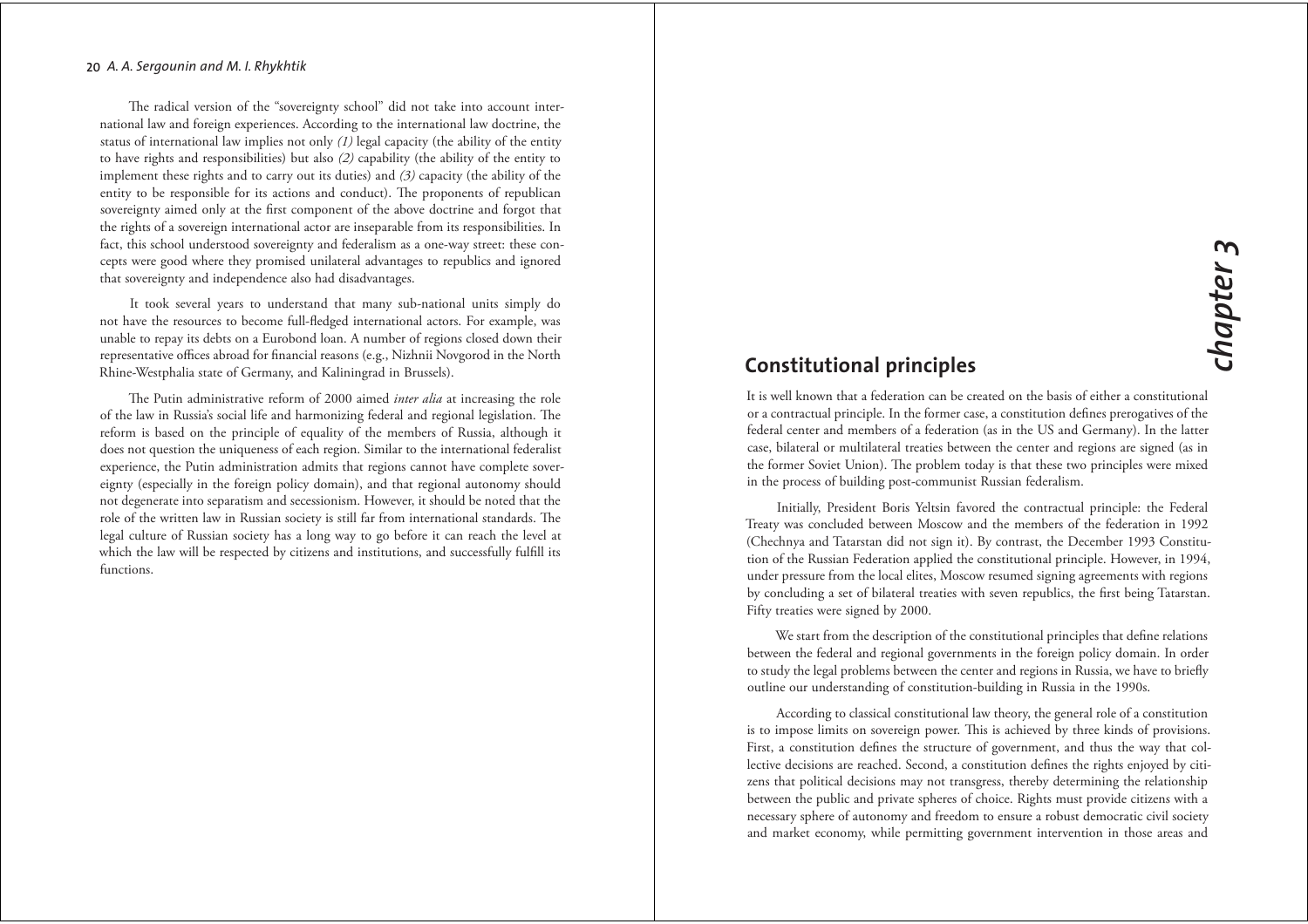The radical version of the "sovereignty school" did not take into account international law and foreign experiences. According to the international law doctrine, the status of international law implies not only *(1)* legal capacity (the ability of the entity to have rights and responsibilities) but also *(2)* capability (the ability of the entity to implement these rights and to carry out its duties) and *(3)* capacity (the ability of the entity to be responsible for its actions and conduct). The proponents of republican sovereignty aimed only at the first component of the above doctrine and forgot that the rights of a sovereign international actor are inseparable from its responsibilities. In fact, this school understood sovereignty and federalism as a one-way street: these concepts were good where they promised unilateral advantages to republics and ignored that sovereignty and independence also had disadvantages.

It took several years to understand that many sub-national units simply do not have the resources to become full-fledged international actors. For example, was unable to repay its debts on a Eurobond loan. A number of regions closed down their representative offices abroad for financial reasons (e.g., Nizhnii Novgorod in the North Rhine-Westphalia state of Germany, and Kaliningrad in Brussels).

The Putin administrative reform of 2000 aimed *inter alia* at increasing the role of the law in Russia's social life and harmonizing federal and regional legislation. The reform is based on the principle of equality of the members of Russia, although it does not question the uniqueness of each region. Similar to the international federalist experience, the Putin administration admits that regions cannot have complete sovereignty (especially in the foreign policy domain), and that regional autonomy should not degenerate into separatism and secessionism. However, it should be noted that the role of the written law in Russian society is still far from international standards. The legal culture of Russian society has a long way to go before it can reach the level at which the law will be respected by citizens and institutions, and successfully fulfill its functions.

# chapter 3

## Constitutional principles

It is well known that a federation can be created on the basis of either a constitutional or a contractual principle. In the former case, a constitution defines prerogatives of the federal center and members of a federation (as in the US and Germany). In the latter case, bilateral or multilateral treaties between the center and regions are signed (as in the former Soviet Union). The problem today is that these two principles were mixed in the process of building post-communist Russian federalism.

Initially, President Boris Yeltsin favored the contractual principle: the Federal Treaty was concluded between Moscow and the members of the federation in 1992 (Chechnya and Tatarstan did not sign it). By contrast, the December 1993 Constitution of the Russian Federation applied the constitutional principle. However, in 1994, under pressure from the local elites, Moscow resumed signing agreements with regions by concluding a set of bilateral treaties with seven republics, the first being Tatarstan. Fifty treaties were signed by 2000.

We start from the description of the constitutional principles that define relations between the federal and regional governments in the foreign policy domain. In order to study the legal problems between the center and regions in Russia, we have to briefly outline our understanding of constitution-building in Russia in the 1990s.

According to classical constitutional law theory, the general role of a constitution is to impose limits on sovereign power. This is achieved by three kinds of provisions. First, a constitution defines the structure of government, and thus the way that collective decisions are reached. Second, a constitution defines the rights enjoyed by citizens that political decisions may not transgress, thereby determining the relationship between the public and private spheres of choice. Rights must provide citizens with a necessary sphere of autonomy and freedom to ensure a robust democratic civil society and market economy, while permitting government intervention in those areas and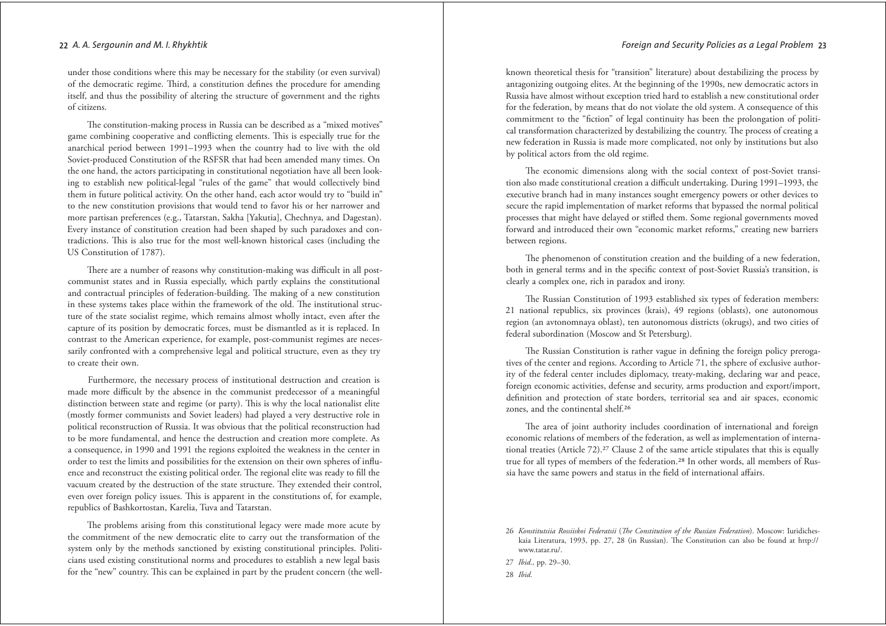under those conditions where this may be necessary for the stability (or even survival) of the democratic regime. Third, a constitution defines the procedure for amending itself, and thus the possibility of altering the structure of government and the rights of citizens.

The constitution-making process in Russia can be described as a "mixed motives" game combining cooperative and conflicting elements. This is especially true for the anarchical period between 1991–1993 when the country had to live with the old Soviet-produced Constitution of the RSFSR that had been amended many times. On the one hand, the actors participating in constitutional negotiation have all been looking to establish new political-legal "rules of the game" that would collectively bind them in future political activity. On the other hand, each actor would try to "build in" to the new constitution provisions that would tend to favor his or her narrower and more partisan preferences (e.g., Tatarstan, Sakha [Yakutia], Chechnya, and Dagestan). Every instance of constitution creation had been shaped by such paradoxes and contradictions. This is also true for the most well-known historical cases (including the US Constitution of 1787).

There are a number of reasons why constitution-making was difficult in all post-communist states and in Russia especially, which partly explains the constitutional and contractual principles of federation-building. The making of a new constitution in these systems takes place within the framework of the old. The institutional structure of the state socialist regime, which remains almost wholly intact, even after the capture of its position by democratic forces, must be dismantled as it is replaced. In contrast to the American experience, for example, post-communist regimes are necessarily confronted with a comprehensive legal and political structure, even as they try to create their own.

Furthermore, the necessary process of institutional destruction and creation is made more difficult by the absence in the communist predecessor of a meaningful distinction between state and regime (or party). This is why the local nationalist elite (mostly former communists and Soviet leaders) had played a very destructive role in political reconstruction of Russia. It was obvious that the political reconstruction had to be more fundamental, and hence the destruction and creation more complete. As a consequence, in 1990 and 1991 the regions exploited the weakness in the center in order to test the limits and possibilities for the extension on their own spheres of influence and reconstruct the existing political order. The regional elite was ready to fill the vacuum created by the destruction of the state structure. They extended their control, even over foreign policy issues. This is apparent in the constitutions of, for example, republics of Bashkortostan, Karelia, Tuva and Tatarstan.

The problems arising from this constitutional legacy were made more acute by the commitment of the new democratic elite to carry out the transformation of the system only by the methods sanctioned by existing constitutional principles. Politicians used existing constitutional norms and procedures to establish a new legal basis for the "new" country. This can be explained in part by the prudent concern (the well-known theoretical thesis for "transition" literature) about destabilizing the process by antagonizing outgoing elites. At the beginning of the 1990s, new democratic actors in Russia have almost without exception tried hard to establish a new constitutional order for the federation, by means that do not violate the old system. A consequence of this commitment to the "fiction" of legal continuity has been the prolongation of political transformation characterized by destabilizing the country. The process of creating a new federation in Russia is made more complicated, not only by institutions but also by political actors from the old regime.

The economic dimensions along with the social context of post-Soviet transition also made constitutional creation a difficult undertaking. During 1991–1993, the executive branch had in many instances sought emergency powers or other devices to secure the rapid implementation of market reforms that bypassed the normal political processes that might have delayed or stifled them. Some regional governments moved forward and introduced their own "economic market reforms," creating new barriers between regions.

The phenomenon of constitution creation and the building of a new federation, both in general terms and in the specific context of post-Soviet Russia's transition, is clearly a complex one, rich in paradox and irony.

The Russian Constitution of 1993 established six types of federation members: 21 national republics, six provinces (krais), 49 regions (oblasts), one autonomous region (an avtonomnaya oblast), ten autonomous districts (okrugs), and two cities of federal subordination (Moscow and St Petersburg).

The Russian Constitution is rather vague in defining the foreign policy prerogatives of the center and regions. According to Article 71, the sphere of exclusive authority of the federal center includes diplomacy, treaty-making, declaring war and peace, foreign economic activities, defense and security, arms production and export/import, definition and protection of state borders, territorial sea and air spaces, economic zones, and the continental shelf.[26]

The area of joint authority includes coordination of international and foreign economic relations of members of the federation, as well as implementation of international treaties (Article 72).[27] Clause 2 of the same article stipulates that this is equally true for all types of members of the federation.[28] In other words, all members of Russia have the same powers and status in the field of international affairs.

---

26 *Konstitutsiia Rossiiskoi Federatsii* (*The Constitution of the Russian Federation*). Moscow: Iuridicheskaia Literatura, 1993, pp. 27, 28 (in Russian). The Constitution can also be found at http://www.tatar.ru/.

27 *Ibid.*, pp. 29–30.

28 *Ibid.*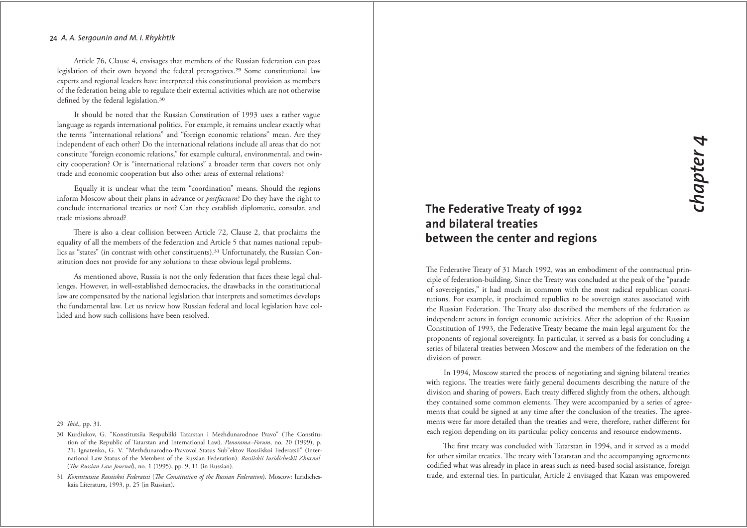Article 76, Clause 4, envisages that members of the Russian federation can pass legislation of their own beyond the federal prerogatives.[29] Some constitutional law experts and regional leaders have interpreted this constitutional provision as members of the federation being able to regulate their external activities which are not otherwise defined by the federal legislation.[30]

It should be noted that the Russian Constitution of 1993 uses a rather vague language as regards international politics. For example, it remains unclear exactly what the terms "international relations" and "foreign economic relations" mean. Are they independent of each other? Do the international relations include all areas that do not constitute "foreign economic relations," for example cultural, environmental, and twin-city cooperation? Or is "international relations" a broader term that covers not only trade and economic cooperation but also other areas of external relations?

Equally it is unclear what the term "coordination" means. Should the regions inform Moscow about their plans in advance or *postfactum*? Do they have the right to conclude international treaties or not? Can they establish diplomatic, consular, and trade missions abroad?

There is also a clear collision between Article 72, Clause 2, that proclaims the equality of all the members of the federation and Article 5 that names national republics as "states" (in contrast with other constituents).[31] Unfortunately, the Russian Constitution does not provide for any solutions to these obvious legal problems.

As mentioned above, Russia is not the only federation that faces these legal challenges. However, in well-established democracies, the drawbacks in the constitutional law are compensated by the national legislation that interprets and sometimes develops the fundamental law. Let us review how Russian federal and local legislation have collided and how such collisions have been resolved.

29 *Ibid.*, pp. 31.

30 Kurdiukov, G. "Konstitutsiia Respubliki Tatarstan i Mezhdunarodnoe Pravo" (The Constitution of the Republic of Tatarstan and International Law). *Panorama–Forum*, no. 20 (1999), p. 21; Ignatenko, G. V. "Mezhdunarodno-Pravovoi Status Sub"ektov Rossiiskoi Federatsii" (International Law Status of the Members of the Russian Federation). *Rossiiskii Iuridicheskii Zhurnal* (*The Russian Law Journal*), no. 1 (1995), pp. 9, 11 (in Russian).

31 *Konstitutsiia Rossiiskoi Federatsii* (*The Constitution of the Russian Federation*). Moscow: Iuridicheskaia Literatura, 1993, p. 25 (in Russian).

# chapter 4

## The Federative Treaty of 1992 and bilateral treaties between the center and regions

The Federative Treaty of 31 March 1992, was an embodiment of the contractual principle of federation-building. Since the Treaty was concluded at the peak of the "parade of sovereignties," it had much in common with the most radical republican constitutions. For example, it proclaimed republics to be sovereign states associated with the Russian Federation. The Treaty also described the members of the federation as independent actors in foreign economic activities. After the adoption of the Russian Constitution of 1993, the Federative Treaty became the main legal argument for the proponents of regional sovereignty. In particular, it served as a basis for concluding a series of bilateral treaties between Moscow and the members of the federation on the division of power.

In 1994, Moscow started the process of negotiating and signing bilateral treaties with regions. The treaties were fairly general documents describing the nature of the division and sharing of powers. Each treaty differed slightly from the others, although they contained some common elements. They were accompanied by a series of agreements that could be signed at any time after the conclusion of the treaties. The agreements were far more detailed than the treaties and were, therefore, rather different for each region depending on its particular policy concerns and resource endowments.

The first treaty was concluded with Tatarstan in 1994, and it served as a model for other similar treaties. The treaty with Tatarstan and the accompanying agreements codified what was already in place in areas such as need-based social assistance, foreign trade, and external ties. In particular, Article 2 envisaged that Kazan was empowered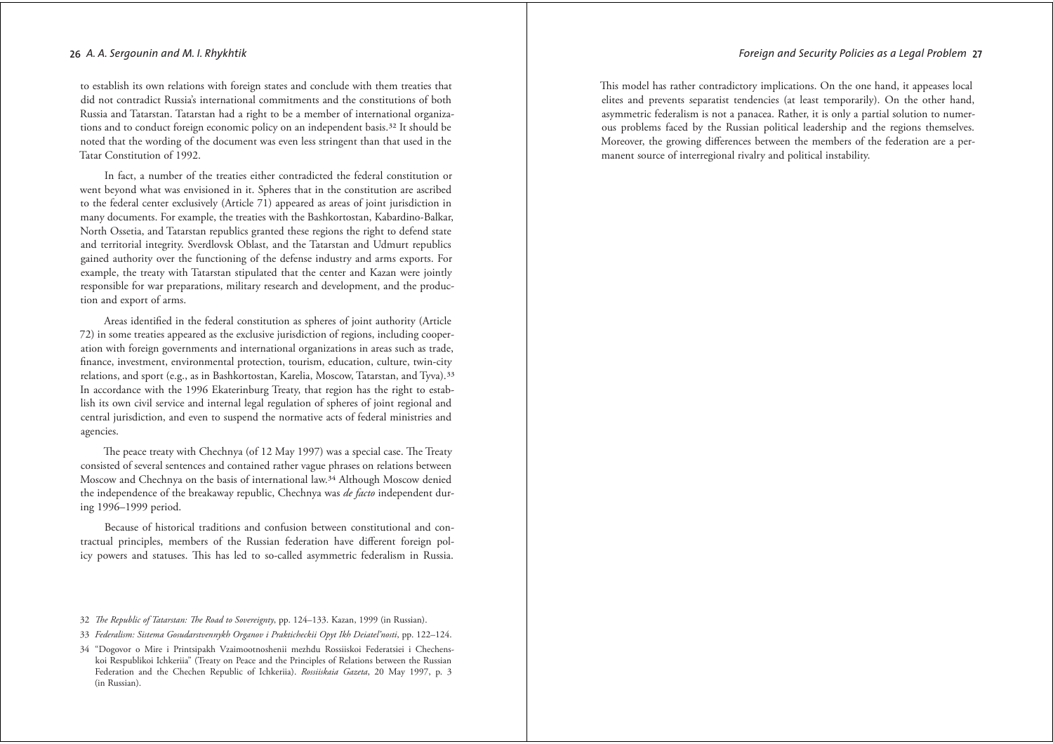to establish its own relations with foreign states and conclude with them treaties that did not contradict Russia's international commitments and the constitutions of both Russia and Tatarstan. Tatarstan had a right to be a member of international organizations and to conduct foreign economic policy on an independent basis.[32] It should be noted that the wording of the document was even less stringent than that used in the Tatar Constitution of 1992.

In fact, a number of the treaties either contradicted the federal constitution or went beyond what was envisioned in it. Spheres that in the constitution are ascribed to the federal center exclusively (Article 71) appeared as areas of joint jurisdiction in many documents. For example, the treaties with the Bashkortostan, Kabardino-Balkar, North Ossetia, and Tatarstan republics granted these regions the right to defend state and territorial integrity. Sverdlovsk Oblast, and the Tatarstan and Udmurt republics gained authority over the functioning of the defense industry and arms exports. For example, the treaty with Tatarstan stipulated that the center and Kazan were jointly responsible for war preparations, military research and development, and the production and export of arms.

Areas identified in the federal constitution as spheres of joint authority (Article 72) in some treaties appeared as the exclusive jurisdiction of regions, including cooperation with foreign governments and international organizations in areas such as trade, finance, investment, environmental protection, tourism, education, culture, twin-city relations, and sport (e.g., as in Bashkortostan, Karelia, Moscow, Tatarstan, and Tyva).[33] In accordance with the 1996 Ekaterinburg Treaty, that region has the right to establish its own civil service and internal legal regulation of spheres of joint regional and central jurisdiction, and even to suspend the normative acts of federal ministries and agencies.

The peace treaty with Chechnya (of 12 May 1997) was a special case. The Treaty consisted of several sentences and contained rather vague phrases on relations between Moscow and Chechnya on the basis of international law.[34] Although Moscow denied the independence of the breakaway republic, Chechnya was *de facto* independent during 1996–1999 period.

Because of historical traditions and confusion between constitutional and contractual principles, members of the Russian federation have different foreign policy powers and statuses. This has led to so-called asymmetric federalism in Russia. This model has rather contradictory implications. On the one hand, it appeases local elites and prevents separatist tendencies (at least temporarily). On the other hand, asymmetric federalism is not a panacea. Rather, it is only a partial solution to numerous problems faced by the Russian political leadership and the regions themselves. Moreover, the growing differences between the members of the federation are a permanent source of interregional rivalry and political instability.

32 *The Republic of Tatarstan: The Road to Sovereignty*, pp. 124–133. Kazan, 1999 (in Russian).

33 *Federalism: Sistema Gosudarstvennykh Organov i Prakticheckii Opyt Ikh Deiatel'nosti*, pp. 122–124.

34 "Dogovor o Mire i Printsipakh Vzaimootnoshenii mezhdu Rossiiskoi Federatsiei i Chechenskoi Respublikoi Ichkeriia" (Treaty on Peace and the Principles of Relations between the Russian Federation and the Chechen Republic of Ichkeriia). *Rossiiskaia Gazeta*, 20 May 1997, p. 3 (in Russian).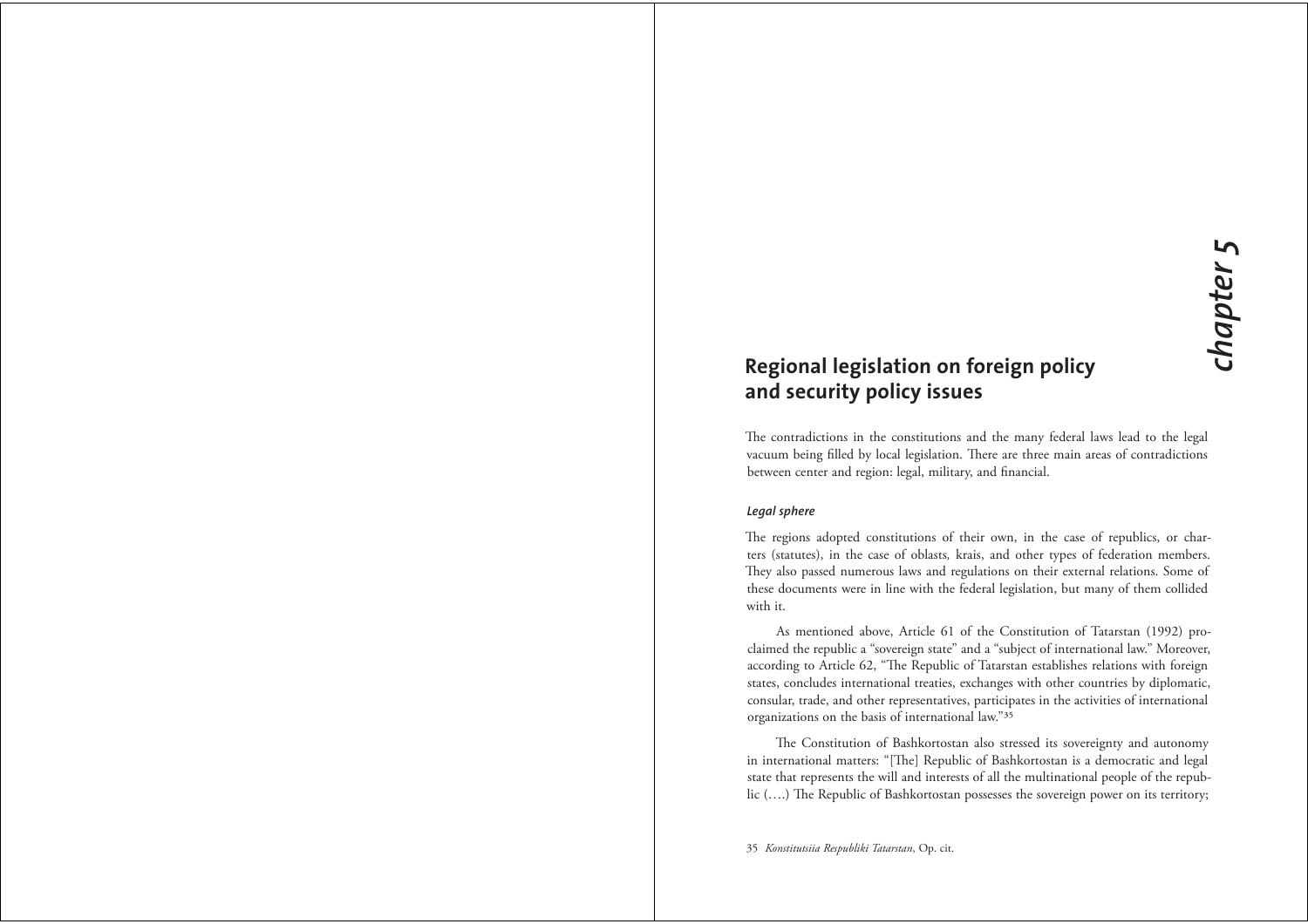# chapter 5

## Regional legislation on foreign policy and security policy issues

The contradictions in the constitutions and the many federal laws lead to the legal vacuum being filled by local legislation. There are three main areas of contradictions between center and region: legal, military, and financial.

### *Legal sphere*

The regions adopted constitutions of their own, in the case of republics, or charters (statutes), in the case of oblasts, krais, and other types of federation members. They also passed numerous laws and regulations on their external relations. Some of these documents were in line with the federal legislation, but many of them collided with it.

As mentioned above, Article 61 of the Constitution of Tatarstan (1992) proclaimed the republic a "sovereign state" and a "subject of international law." Moreover, according to Article 62, "The Republic of Tatarstan establishes relations with foreign states, concludes international treaties, exchanges with other countries by diplomatic, consular, trade, and other representatives, participates in the activities of international organizations on the basis of international law."[35]

The Constitution of Bashkortostan also stressed its sovereignty and autonomy in international matters: "[The] Republic of Bashkortostan is a democratic and legal state that represents the will and interests of all the multinational people of the republic (….) The Republic of Bashkortostan possesses the sovereign power on its territory;

35 *Konstitutsiia Respubliki Tatarstan*, Op. cit.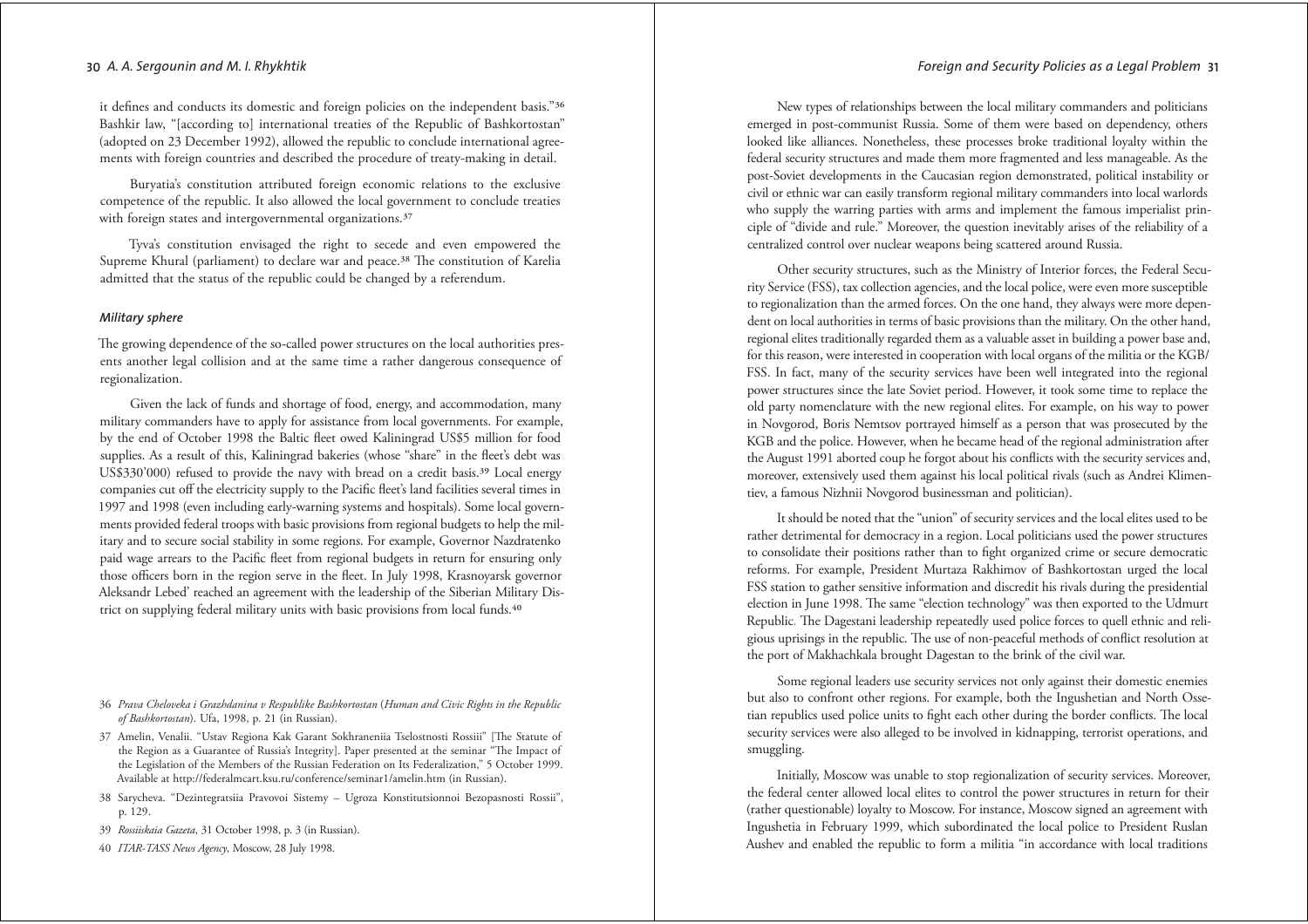it defines and conducts its domestic and foreign policies on the independent basis."[36] Bashkir law, "[according to] international treaties of the Republic of Bashkortostan" (adopted on 23 December 1992), allowed the republic to conclude international agreements with foreign countries and described the procedure of treaty-making in detail.

Buryatia's constitution attributed foreign economic relations to the exclusive competence of the republic. It also allowed the local government to conclude treaties with foreign states and intergovernmental organizations.[37]

Tyva's constitution envisaged the right to secede and even empowered the Supreme Khural (parliament) to declare war and peace.[38] The constitution of Karelia admitted that the status of the republic could be changed by a referendum.

### *Military sphere*

The growing dependence of the so-called power structures on the local authorities presents another legal collision and at the same time a rather dangerous consequence of regionalization.

Given the lack of funds and shortage of food, energy, and accommodation, many military commanders have to apply for assistance from local governments. For example, by the end of October 1998 the Baltic fleet owed Kaliningrad US$5 million for food supplies. As a result of this, Kaliningrad bakeries (whose "share" in the fleet's debt was US$330'000) refused to provide the navy with bread on a credit basis.[39] Local energy companies cut off the electricity supply to the Pacific fleet's land facilities several times in 1997 and 1998 (even including early-warning systems and hospitals). Some local governments provided federal troops with basic provisions from regional budgets to help the military and to secure social stability in some regions. For example, Governor Nazdratenko paid wage arrears to the Pacific fleet from regional budgets in return for ensuring only those officers born in the region serve in the fleet. In July 1998, Krasnoyarsk governor Aleksandr Lebed' reached an agreement with the leadership of the Siberian Military District on supplying federal military units with basic provisions from local funds.[40]

New types of relationships between the local military commanders and politicians emerged in post-communist Russia. Some of them were based on dependency, others looked like alliances. Nonetheless, these processes broke traditional loyalty within the federal security structures and made them more fragmented and less manageable. As the post-Soviet developments in the Caucasian region demonstrated, political instability or civil or ethnic war can easily transform regional military commanders into local warlords who supply the warring parties with arms and implement the famous imperialist principle of "divide and rule." Moreover, the question inevitably arises of the reliability of a centralized control over nuclear weapons being scattered around Russia.

Other security structures, such as the Ministry of Interior forces, the Federal Security Service (FSS), tax collection agencies, and the local police, were even more susceptible to regionalization than the armed forces. On the one hand, they always were more dependent on local authorities in terms of basic provisions than the military. On the other hand, regional elites traditionally regarded them as a valuable asset in building a power base and, for this reason, were interested in cooperation with local organs of the militia or the KGB/FSS. In fact, many of the security services have been well integrated into the regional power structures since the late Soviet period. However, it took some time to replace the old party nomenclature with the new regional elites. For example, on his way to power in Novgorod, Boris Nemtsov portrayed himself as a person that was prosecuted by the KGB and the police. However, when he became head of the regional administration after the August 1991 aborted coup he forgot about his conflicts with the security services and, moreover, extensively used them against his local political rivals (such as Andrei Klimentiev, a famous Nizhnii Novgorod businessman and politician).

It should be noted that the "union" of security services and the local elites used to be rather detrimental for democracy in a region. Local politicians used the power structures to consolidate their positions rather than to fight organized crime or secure democratic reforms. For example, President Murtaza Rakhimov of Bashkortostan urged the local FSS station to gather sensitive information and discredit his rivals during the presidential election in June 1998. The same "election technology" was then exported to the Udmurt Republic. The Dagestani leadership repeatedly used police forces to quell ethnic and religious uprisings in the republic. The use of non-peaceful methods of conflict resolution at the port of Makhachkala brought Dagestan to the brink of the civil war.

Some regional leaders use security services not only against their domestic enemies but also to confront other regions. For example, both the Ingushetian and North Ossetian republics used police units to fight each other during the border conflicts. The local security services were also alleged to be involved in kidnapping, terrorist operations, and smuggling.

Initially, Moscow was unable to stop regionalization of security services. Moreover, the federal center allowed local elites to control the power structures in return for their (rather questionable) loyalty to Moscow. For instance, Moscow signed an agreement with Ingushetia in February 1999, which subordinated the local police to President Ruslan Aushev and enabled the republic to form a militia "in accordance with local traditions

---

36 *Prava Cheloveka i Grazhdanina v Respublike Bashkortostan* (*Human and Civic Rights in the Republic of Bashkortostan*). Ufa, 1998, p. 21 (in Russian).

37 Amelin, Venalii. "Ustav Regiona Kak Garant Sokhraneniia Tselostnosti Rossiii" [The Statute of the Region as a Guarantee of Russia's Integrity]. Paper presented at the seminar "The Impact of the Legislation of the Members of the Russian Federation on Its Federalization," 5 October 1999. Available at http://federalmcart.ksu.ru/conference/seminar1/amelin.htm (in Russian).

38 Sarycheva. "Dezintegratsiia Pravovoi Sistemy – Ugroza Konstitutsionnoi Bezopasnosti Rossii", p. 129.

39 *Rossiiskaia Gazeta*, 31 October 1998, p. 3 (in Russian).

40 *ITAR-TASS News Agency*, Moscow, 28 July 1998.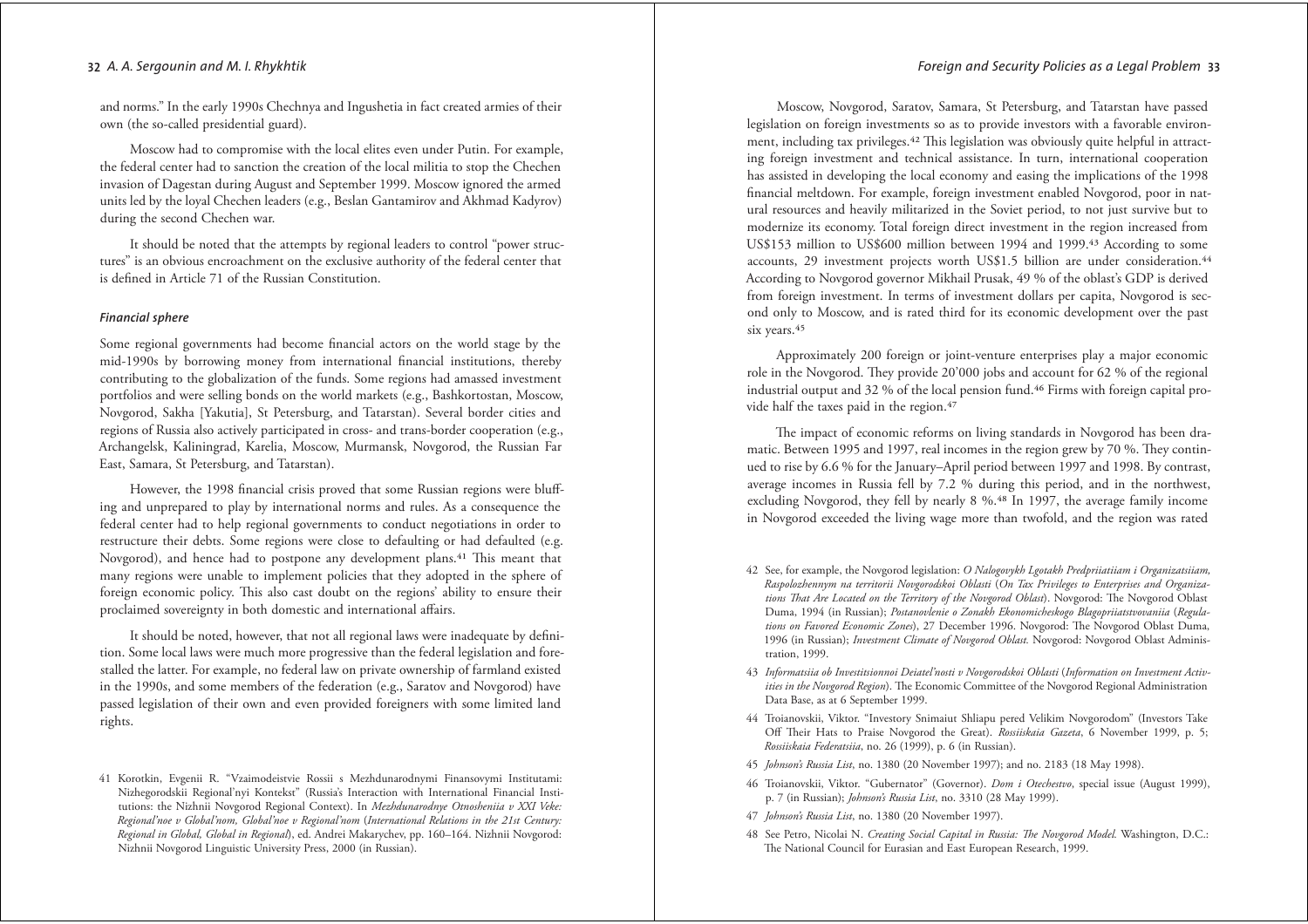and norms." In the early 1990s Chechnya and Ingushetia in fact created armies of their own (the so-called presidential guard).

Moscow had to compromise with the local elites even under Putin. For example, the federal center had to sanction the creation of the local militia to stop the Chechen invasion of Dagestan during August and September 1999. Moscow ignored the armed units led by the loyal Chechen leaders (e.g., Beslan Gantamirov and Akhmad Kadyrov) during the second Chechen war.

It should be noted that the attempts by regional leaders to control "power structures" is an obvious encroachment on the exclusive authority of the federal center that is defined in Article 71 of the Russian Constitution.

### *Financial sphere*

Some regional governments had become financial actors on the world stage by the mid-1990s by borrowing money from international financial institutions, thereby contributing to the globalization of the funds. Some regions had amassed investment portfolios and were selling bonds on the world markets (e.g., Bashkortostan, Moscow, Novgorod, Sakha [Yakutia], St Petersburg, and Tatarstan). Several border cities and regions of Russia also actively participated in cross- and trans-border cooperation (e.g., Archangelsk, Kaliningrad, Karelia, Moscow, Murmansk, Novgorod, the Russian Far East, Samara, St Petersburg, and Tatarstan).

However, the 1998 financial crisis proved that some Russian regions were bluffing and unprepared to play by international norms and rules. As a consequence the federal center had to help regional governments to conduct negotiations in order to restructure their debts. Some regions were close to defaulting or had defaulted (e.g. Novgorod), and hence had to postpone any development plans.[41] This meant that many regions were unable to implement policies that they adopted in the sphere of foreign economic policy. This also cast doubt on the regions' ability to ensure their proclaimed sovereignty in both domestic and international affairs.

It should be noted, however, that not all regional laws were inadequate by definition. Some local laws were much more progressive than the federal legislation and forestalled the latter. For example, no federal law on private ownership of farmland existed in the 1990s, and some members of the federation (e.g., Saratov and Novgorod) have passed legislation of their own and even provided foreigners with some limited land rights.

Moscow, Novgorod, Saratov, Samara, St Petersburg, and Tatarstan have passed legislation on foreign investments so as to provide investors with a favorable environment, including tax privileges.[42] This legislation was obviously quite helpful in attracting foreign investment and technical assistance. In turn, international cooperation has assisted in developing the local economy and easing the implications of the 1998 financial meltdown. For example, foreign investment enabled Novgorod, poor in natural resources and heavily militarized in the Soviet period, to not just survive but to modernize its economy. Total foreign direct investment in the region increased from US$153 million to US$600 million between 1994 and 1999.[43] According to some accounts, 29 investment projects worth US$1.5 billion are under consideration.[44] According to Novgorod governor Mikhail Prusak, 49 % of the oblast's GDP is derived from foreign investment. In terms of investment dollars per capita, Novgorod is second only to Moscow, and is rated third for its economic development over the past six years.[45]

Approximately 200 foreign or joint-venture enterprises play a major economic role in the Novgorod. They provide 20'000 jobs and account for 62 % of the regional industrial output and 32 % of the local pension fund.[46] Firms with foreign capital provide half the taxes paid in the region.[47]

The impact of economic reforms on living standards in Novgorod has been dramatic. Between 1995 and 1997, real incomes in the region grew by 70 %. They continued to rise by 6.6 % for the January–April period between 1997 and 1998. By contrast, average incomes in Russia fell by 7.2 % during this period, and in the northwest, excluding Novgorod, they fell by nearly 8 %.[48] In 1997, the average family income in Novgorod exceeded the living wage more than twofold, and the region was rated

---

41 Korotkin, Evgenii R. "Vzaimodeistvie Rossii s Mezhdunarodnymi Finansovymi Institutami: Nizhegorodskii Regional'nyi Kontekst" (Russia's Interaction with International Financial Institutions: the Nizhnii Novgorod Regional Context). In *Mezhdunarodnye Otnosheniia v XXI Veke: Regional'noe v Global'nom, Global'noe v Regional'nom* (*International Relations in the 21st Century: Regional in Global, Global in Regional*), ed. Andrei Makarychev, pp. 160–164. Nizhnii Novgorod: Nizhnii Novgorod Linguistic University Press, 2000 (in Russian).

42 See, for example, the Novgorod legislation: *O Nalogovykh Lgotakh Predpriiatiiam i Organizatsiiam, Raspolozhennym na territorii Novgorodskoi Oblasti* (*On Tax Privileges to Enterprises and Organizations That Are Located on the Territory of the Novgorod Oblast*). Novgorod: The Novgorod Oblast Duma, 1994 (in Russian); *Postanovlenie o Zonakh Ekonomicheskogo Blagopriiatstvovaniia* (*Regulations on Favored Economic Zones*), 27 December 1996. Novgorod: The Novgorod Oblast Duma, 1996 (in Russian); *Investment Climate of Novgorod Oblast.* Novgorod: Novgorod Oblast Administration, 1999.

43 *Informatsiia ob Investitsionnoi Deiatel'nosti v Novgorodskoi Oblasti* (*Information on Investment Activities in the Novgorod Region*). The Economic Committee of the Novgorod Regional Administration Data Base, as at 6 September 1999.

44 Troianovskii, Viktor. "Investory Snimaiut Shliapu pered Velikim Novgorodom" (Investors Take Off Their Hats to Praise Novgorod the Great). *Rossiiskaia Gazeta*, 6 November 1999, p. 5; *Rossiiskaia Federatsiia*, no. 26 (1999), p. 6 (in Russian).

45 *Johnson's Russia List*, no. 1380 (20 November 1997); and no. 2183 (18 May 1998).

46 Troianovskii, Viktor. "Gubernator" (Governor). *Dom i Otechestvo*, special issue (August 1999), p. 7 (in Russian); *Johnson's Russia List*, no. 3310 (28 May 1999).

47 *Johnson's Russia List*, no. 1380 (20 November 1997).

48 See Petro, Nicolai N. *Creating Social Capital in Russia: The Novgorod Model.* Washington, D.C.: The National Council for Eurasian and East European Research, 1999.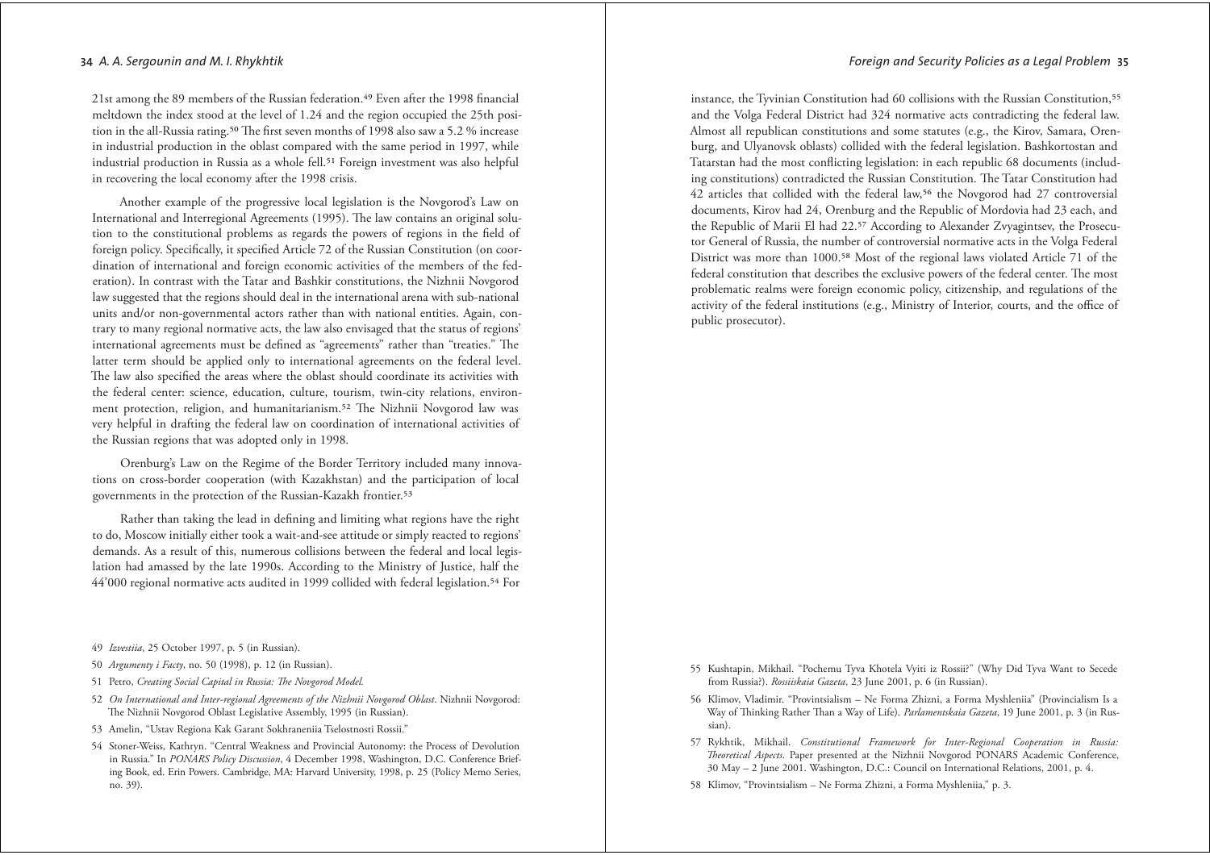21st among the 89 members of the Russian federation.[49] Even after the 1998 financial meltdown the index stood at the level of 1.24 and the region occupied the 25th position in the all-Russia rating.[50] The first seven months of 1998 also saw a 5.2 % increase in industrial production in the oblast compared with the same period in 1997, while industrial production in Russia as a whole fell.[51] Foreign investment was also helpful in recovering the local economy after the 1998 crisis.

Another example of the progressive local legislation is the Novgorod's Law on International and Interregional Agreements (1995). The law contains an original solution to the constitutional problems as regards the powers of regions in the field of foreign policy. Specifically, it specified Article 72 of the Russian Constitution (on coordination of international and foreign economic activities of the members of the federation). In contrast with the Tatar and Bashkir constitutions, the Nizhnii Novgorod law suggested that the regions should deal in the international arena with sub-national units and/or non-governmental actors rather than with national entities. Again, contrary to many regional normative acts, the law also envisaged that the status of regions' international agreements must be defined as "agreements" rather than "treaties." The latter term should be applied only to international agreements on the federal level. The law also specified the areas where the oblast should coordinate its activities with the federal center: science, education, culture, tourism, twin-city relations, environment protection, religion, and humanitarianism.[52] The Nizhnii Novgorod law was very helpful in drafting the federal law on coordination of international activities of the Russian regions that was adopted only in 1998.

Orenburg's Law on the Regime of the Border Territory included many innovations on cross-border cooperation (with Kazakhstan) and the participation of local governments in the protection of the Russian-Kazakh frontier.[53]

Rather than taking the lead in defining and limiting what regions have the right to do, Moscow initially either took a wait-and-see attitude or simply reacted to regions' demands. As a result of this, numerous collisions between the federal and local legislation had amassed by the late 1990s. According to the Ministry of Justice, half the 44'000 regional normative acts audited in 1999 collided with federal legislation.[54] For instance, the Tyvinian Constitution had 60 collisions with the Russian Constitution,[55] and the Volga Federal District had 324 normative acts contradicting the federal law. Almost all republican constitutions and some statutes (e.g., the Kirov, Samara, Orenburg, and Ulyanovsk oblasts) collided with the federal legislation. Bashkortostan and Tatarstan had the most conflicting legislation: in each republic 68 documents (including constitutions) contradicted the Russian Constitution. The Tatar Constitution had 42 articles that collided with the federal law,[56] the Novgorod had 27 controversial documents, Kirov had 24, Orenburg and the Republic of Mordovia had 23 each, and the Republic of Marii El had 22.[57] According to Alexander Zvyagintsev, the Prosecutor General of Russia, the number of controversial normative acts in the Volga Federal District was more than 1000.[58] Most of the regional laws violated Article 71 of the federal constitution that describes the exclusive powers of the federal center. The most problematic realms were foreign economic policy, citizenship, and regulations of the activity of the federal institutions (e.g., Ministry of Interior, courts, and the office of public prosecutor).

---

49 *Izvestiia*, 25 October 1997, p. 5 (in Russian).

50 *Argumenty i Facty*, no. 50 (1998), p. 12 (in Russian).

51 Petro, *Creating Social Capital in Russia: The Novgorod Model.*

52 *On International and Inter-regional Agreements of the Nizhnii Novgorod Oblast*. Nizhnii Novgorod: The Nizhnii Novgorod Oblast Legislative Assembly, 1995 (in Russian).

53 Amelin, "Ustav Regiona Kak Garant Sokhraneniia Tselostnosti Rossii."

54 Stoner-Weiss, Kathryn. "Central Weakness and Provincial Autonomy: the Process of Devolution in Russia." In *PONARS Policy Discussion*, 4 December 1998, Washington, D.C. Conference Briefing Book, ed. Erin Powers. Cambridge, MA: Harvard University, 1998, p. 25 (Policy Memo Series, no. 39).

55 Kushtapin, Mikhail. "Pochemu Tyva Khotela Vyiti iz Rossii?" (Why Did Tyva Want to Secede from Russia?). *Rossiiskaia Gazeta*, 23 June 2001, p. 6 (in Russian).

56 Klimov, Vladimir. "Provintsialism – Ne Forma Zhizni, a Forma Myshleniia" (Provincialism Is a Way of Thinking Rather Than a Way of Life). *Parlamentskaia Gazeta*, 19 June 2001, p. 3 (in Russian).

57 Rykhtik, Mikhail. *Constitutional Framework for Inter-Regional Cooperation in Russia: Theoretical Aspects*. Paper presented at the Nizhnii Novgorod PONARS Academic Conference, 30 May – 2 June 2001. Washington, D.C.: Council on International Relations, 2001, p. 4.

58 Klimov, "Provintsialism – Ne Forma Zhizni, a Forma Myshleniia," p. 3.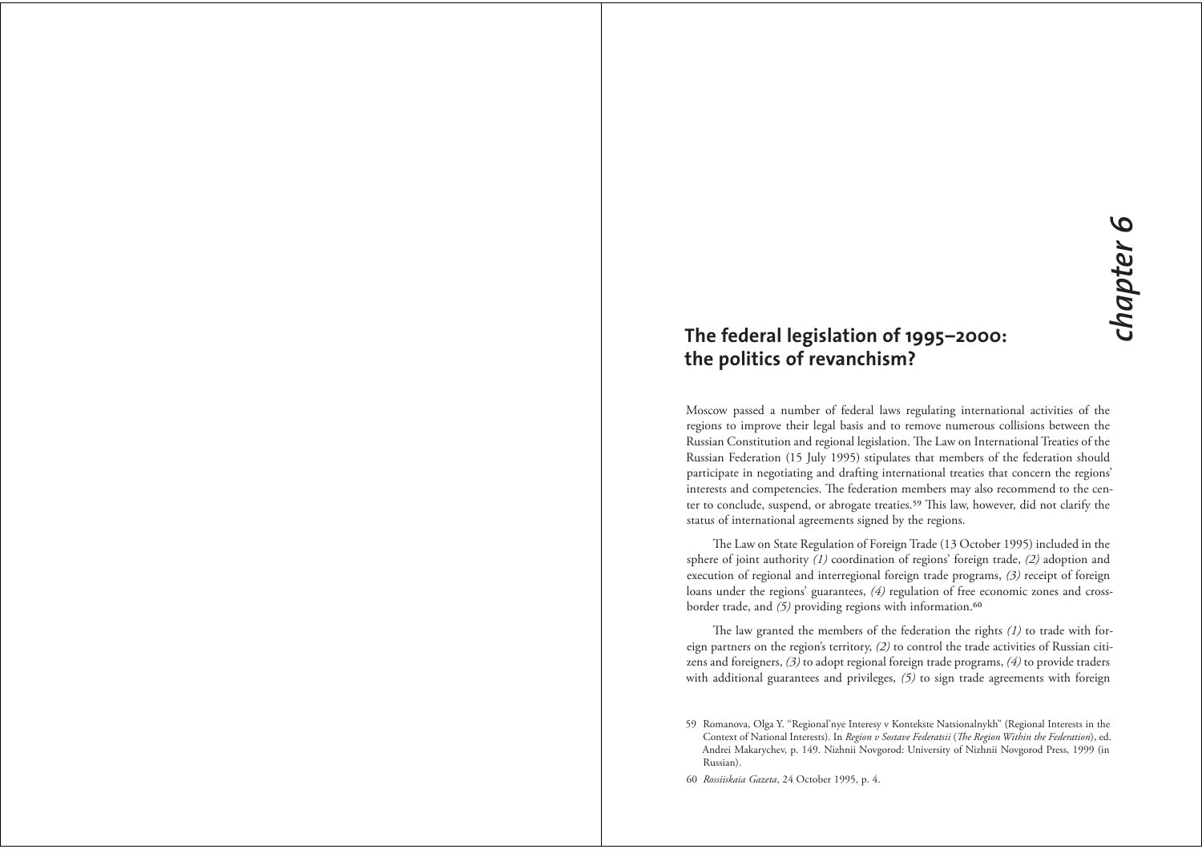# chapter 6

## The federal legislation of 1995–2000: the politics of revanchism?

Moscow passed a number of federal laws regulating international activities of the regions to improve their legal basis and to remove numerous collisions between the Russian Constitution and regional legislation. The Law on International Treaties of the Russian Federation (15 July 1995) stipulates that members of the federation should participate in negotiating and drafting international treaties that concern the regions' interests and competencies. The federation members may also recommend to the center to conclude, suspend, or abrogate treaties.[59] This law, however, did not clarify the status of international agreements signed by the regions.

The Law on State Regulation of Foreign Trade (13 October 1995) included in the sphere of joint authority *(1)* coordination of regions' foreign trade, *(2)* adoption and execution of regional and interregional foreign trade programs, *(3)* receipt of foreign loans under the regions' guarantees, *(4)* regulation of free economic zones and cross-border trade, and *(5)* providing regions with information.[60]

The law granted the members of the federation the rights *(1)* to trade with foreign partners on the region's territory, *(2)* to control the trade activities of Russian citizens and foreigners, *(3)* to adopt regional foreign trade programs, *(4)* to provide traders with additional guarantees and privileges, *(5)* to sign trade agreements with foreign

59 Romanova, Olga Y. "Regional'nye Interesy v Kontekste Natsionalnykh" (Regional Interests in the Context of National Interests). In *Region v Sostave Federatsii* (*The Region Within the Federation*), ed. Andrei Makarychev, p. 149. Nizhnii Novgorod: University of Nizhnii Novgorod Press, 1999 (in Russian).

60 *Rossiiskaia Gazeta*, 24 October 1995, p. 4.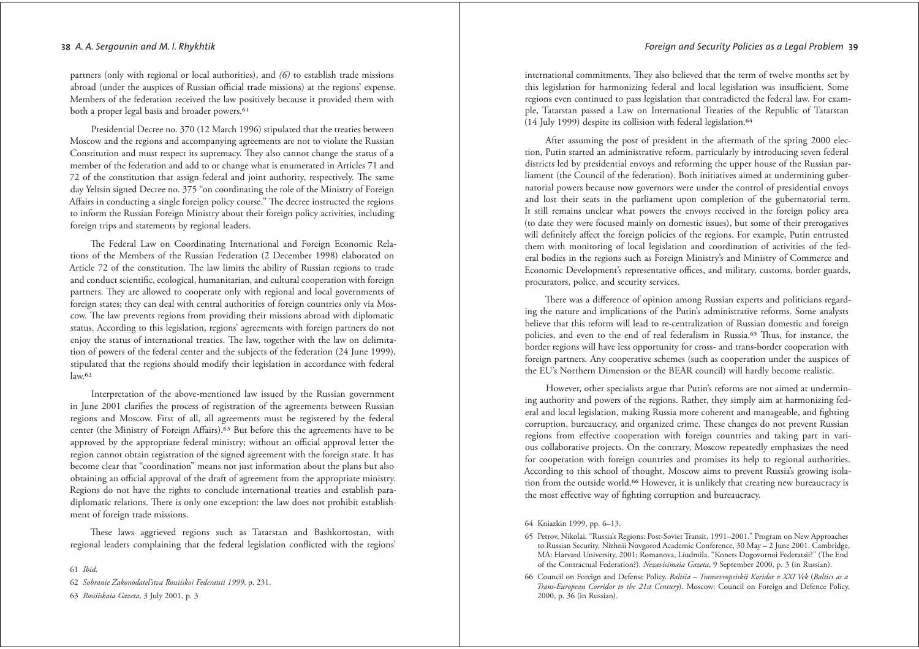partners (only with regional or local authorities), and *(6)* to establish trade missions abroad (under the auspices of Russian official trade missions) at the regions' expense. Members of the federation received the law positively because it provided them with both a proper legal basis and broader powers.[61]

Presidential Decree no. 370 (12 March 1996) stipulated that the treaties between Moscow and the regions and accompanying agreements are not to violate the Russian Constitution and must respect its supremacy. They also cannot change the status of a member of the federation and add to or change what is enumerated in Articles 71 and 72 of the constitution that assign federal and joint authority, respectively. The same day Yeltsin signed Decree no. 375 "on coordinating the role of the Ministry of Foreign Affairs in conducting a single foreign policy course." The decree instructed the regions to inform the Russian Foreign Ministry about their foreign policy activities, including foreign trips and statements by regional leaders.

The Federal Law on Coordinating International and Foreign Economic Relations of the Members of the Russian Federation (2 December 1998) elaborated on Article 72 of the constitution. The law limits the ability of Russian regions to trade and conduct scientific, ecological, humanitarian, and cultural cooperation with foreign partners. They are allowed to cooperate only with regional and local governments of foreign states; they can deal with central authorities of foreign countries only via Moscow. The law prevents regions from providing their missions abroad with diplomatic status. According to this legislation, regions' agreements with foreign partners do not enjoy the status of international treaties. The law, together with the law on delimitation of powers of the federal center and the subjects of the federation (24 June 1999), stipulated that the regions should modify their legislation in accordance with federal law.[62]

Interpretation of the above-mentioned law issued by the Russian government in June 2001 clarifies the process of registration of the agreements between Russian regions and Moscow. First of all, all agreements must be registered by the federal center (the Ministry of Foreign Affairs).[63] But before this the agreements have to be approved by the appropriate federal ministry; without an official approval letter the region cannot obtain registration of the signed agreement with the foreign state. It has become clear that "coordination" means not just information about the plans but also obtaining an official approval of the draft of agreement from the appropriate ministry. Regions do not have the rights to conclude international treaties and establish paradiplomatic relations. There is only one exception: the law does not prohibit establishment of foreign trade missions.

These laws aggrieved regions such as Tatarstan and Bashkortostan, with regional leaders complaining that the federal legislation conflicted with the regions' international commitments. They also believed that the term of twelve months set by this legislation for harmonizing federal and local legislation was insufficient. Some regions even continued to pass legislation that contradicted the federal law. For example, Tatarstan passed a Law on International Treaties of the Republic of Tatarstan (14 July 1999) despite its collision with federal legislation.[64]

After assuming the post of president in the aftermath of the spring 2000 election, Putin started an administrative reform, particularly by introducing seven federal districts led by presidential envoys and reforming the upper house of the Russian parliament (the Council of the federation). Both initiatives aimed at undermining gubernatorial powers because now governors were under the control of presidential envoys and lost their seats in the parliament upon completion of the gubernatorial term. It still remains unclear what powers the envoys received in the foreign policy area (to date they were focused mainly on domestic issues), but some of their prerogatives will definitely affect the foreign policies of the regions. For example, Putin entrusted them with monitoring of local legislation and coordination of activities of the federal bodies in the regions such as Foreign Ministry's and Ministry of Commerce and Economic Development's representative offices, and military, customs, border guards, procurators, police, and security services.

There was a difference of opinion among Russian experts and politicians regarding the nature and implications of the Putin's administrative reforms. Some analysts believe that this reform will lead to re-centralization of Russian domestic and foreign policies, and even to the end of real federalism in Russia.[65] Thus, for instance, the border regions will have less opportunity for cross- and trans-border cooperation with foreign partners. Any cooperative schemes (such as cooperation under the auspices of the EU's Northern Dimension or the BEAR council) will hardly become realistic.

However, other specialists argue that Putin's reforms are not aimed at undermining authority and powers of the regions. Rather, they simply aim at harmonizing federal and local legislation, making Russia more coherent and manageable, and fighting corruption, bureaucracy, and organized crime. These changes do not prevent Russian regions from effective cooperation with foreign countries and taking part in various collaborative projects. On the contrary, Moscow repeatedly emphasizes the need for cooperation with foreign countries and promises its help to regional authorities. According to this school of thought, Moscow aims to prevent Russia's growing isolation from the outside world.[66] However, it is unlikely that creating new bureaucracy is the most effective way of fighting corruption and bureaucracy.

61 *Ibid.*

62 *Sobranie Zakonodatel'stva Rossiiskoi Federatsii 1999*, p. 231.

63 *Rossiiskaia Gazeta*, 3 July 2001, p. 3

64 Kniazkin 1999, pp. 6–13.

65 Petrov, Nikolai. "Russia's Regions: Post-Soviet Transit, 1991–2001." Program on New Approaches to Russian Security, Nizhnii Novgorod Academic Conference, 30 May – 2 June 2001. Cambridge, MA: Harvard University, 2001; Romanova, Liudmila. "Konets Dogovornoi Federatsii?" (The End of the Contractual Federation?). *Nezavisimaia Gazeta*, 9 September 2000, p. 3 (in Russian).

66 Council on Foreign and Defense Policy. *Baltiia – Transevropeiskii Koridor v XXI Vek* (*Baltics as a Trans-European Corridor to the 21st Century*). Moscow: Council on Foreign and Defence Policy, 2000, p. 36 (in Russian).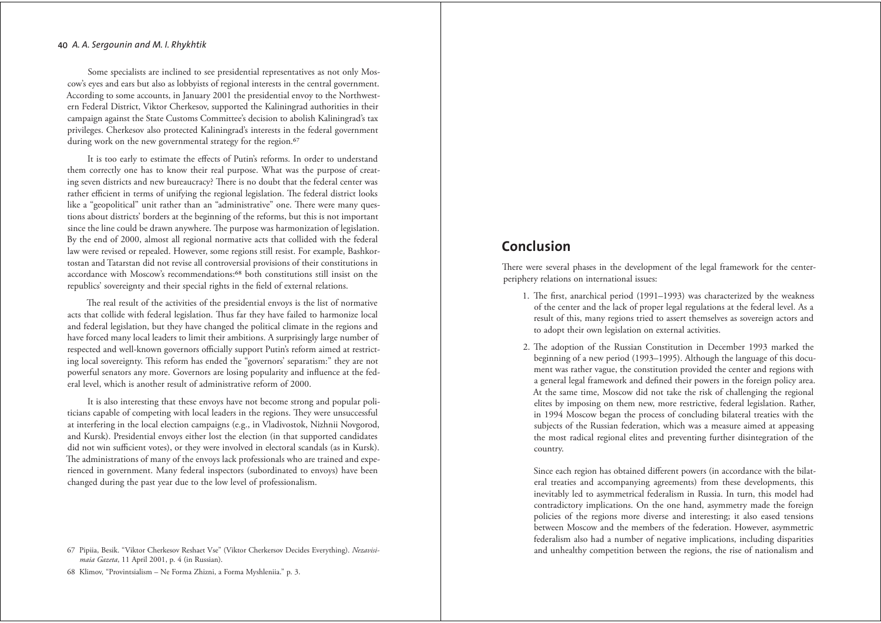Some specialists are inclined to see presidential representatives as not only Moscow's eyes and ears but also as lobbyists of regional interests in the central government. According to some accounts, in January 2001 the presidential envoy to the Northwestern Federal District, Viktor Cherkesov, supported the Kaliningrad authorities in their campaign against the State Customs Committee's decision to abolish Kaliningrad's tax privileges. Cherkesov also protected Kaliningrad's interests in the federal government during work on the new governmental strategy for the region.[67]

It is too early to estimate the effects of Putin's reforms. In order to understand them correctly one has to know their real purpose. What was the purpose of creating seven districts and new bureaucracy? There is no doubt that the federal center was rather efficient in terms of unifying the regional legislation. The federal district looks like a "geopolitical" unit rather than an "administrative" one. There were many questions about districts' borders at the beginning of the reforms, but this is not important since the line could be drawn anywhere. The purpose was harmonization of legislation. By the end of 2000, almost all regional normative acts that collided with the federal law were revised or repealed. However, some regions still resist. For example, Bashkortostan and Tatarstan did not revise all controversial provisions of their constitutions in accordance with Moscow's recommendations:[68] both constitutions still insist on the republics' sovereignty and their special rights in the field of external relations.

The real result of the activities of the presidential envoys is the list of normative acts that collide with federal legislation. Thus far they have failed to harmonize local and federal legislation, but they have changed the political climate in the regions and have forced many local leaders to limit their ambitions. A surprisingly large number of respected and well-known governors officially support Putin's reform aimed at restricting local sovereignty. This reform has ended the "governors' separatism:" they are not powerful senators any more. Governors are losing popularity and influence at the federal level, which is another result of administrative reform of 2000.

It is also interesting that these envoys have not become strong and popular politicians capable of competing with local leaders in the regions. They were unsuccessful at interfering in the local election campaigns (e.g., in Vladivostok, Nizhnii Novgorod, and Kursk). Presidential envoys either lost the election (in that supported candidates did not win sufficient votes), or they were involved in electoral scandals (as in Kursk). The administrations of many of the envoys lack professionals who are trained and experienced in government. Many federal inspectors (subordinated to envoys) have been changed during the past year due to the low level of professionalism.

67 Pipiia, Besik. "Viktor Cherkesov Reshaet Vse" (Viktor Cherkersov Decides Everything). *Nezavisimaia Gazeta*, 11 April 2001, p. 4 (in Russian).

68 Klimov, "Provintsialism – Ne Forma Zhizni, a Forma Myshleniia." p. 3.

## Conclusion

There were several phases in the development of the legal framework for the center-periphery relations on international issues:

1. The first, anarchical period (1991–1993) was characterized by the weakness of the center and the lack of proper legal regulations at the federal level. As a result of this, many regions tried to assert themselves as sovereign actors and to adopt their own legislation on external activities.

2. The adoption of the Russian Constitution in December 1993 marked the beginning of a new period (1993–1995). Although the language of this document was rather vague, the constitution provided the center and regions with a general legal framework and defined their powers in the foreign policy area. At the same time, Moscow did not take the risk of challenging the regional elites by imposing on them new, more restrictive, federal legislation. Rather, in 1994 Moscow began the process of concluding bilateral treaties with the subjects of the Russian federation, which was a measure aimed at appeasing the most radical regional elites and preventing further disintegration of the country.

   Since each region has obtained different powers (in accordance with the bilateral treaties and accompanying agreements) from these developments, this inevitably led to asymmetrical federalism in Russia. In turn, this model had contradictory implications. On the one hand, asymmetry made the foreign policies of the regions more diverse and interesting; it also eased tensions between Moscow and the members of the federation. However, asymmetric federalism also had a number of negative implications, including disparities and unhealthy competition between the regions, the rise of nationalism and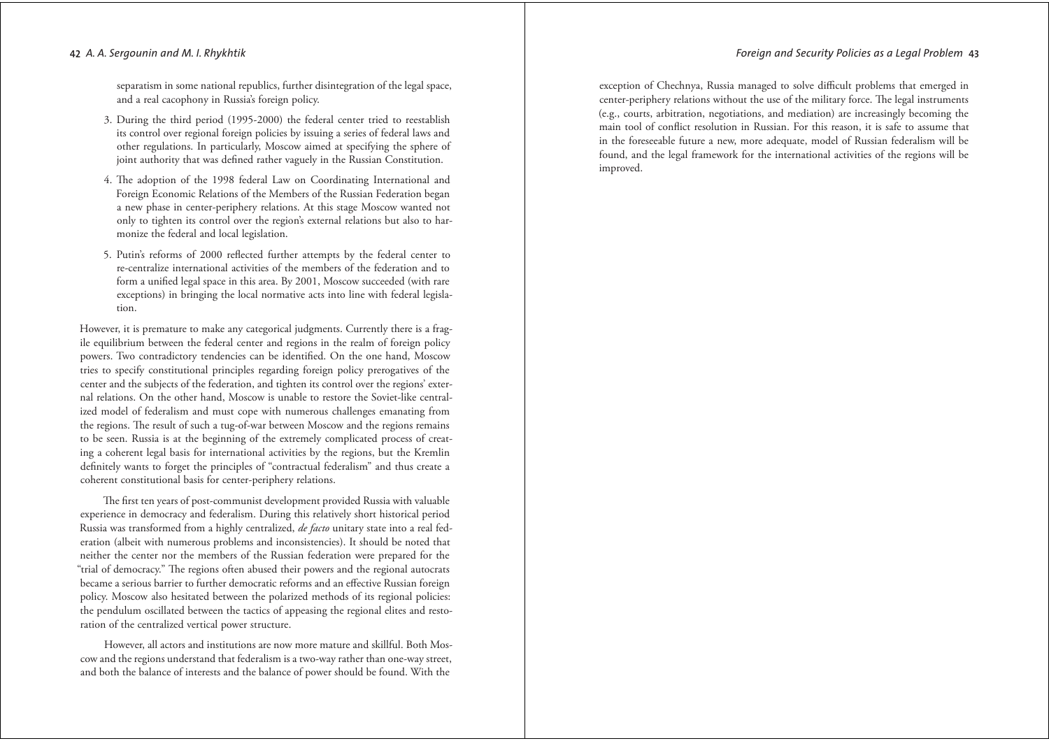separatism in some national republics, further disintegration of the legal space, and a real cacophony in Russia's foreign policy.

3. During the third period (1995-2000) the federal center tried to reestablish its control over regional foreign policies by issuing a series of federal laws and other regulations. In particularly, Moscow aimed at specifying the sphere of joint authority that was defined rather vaguely in the Russian Constitution.
4. The adoption of the 1998 federal Law on Coordinating International and Foreign Economic Relations of the Members of the Russian Federation began a new phase in center-periphery relations. At this stage Moscow wanted not only to tighten its control over the region's external relations but also to harmonize the federal and local legislation.
5. Putin's reforms of 2000 reflected further attempts by the federal center to re-centralize international activities of the members of the federation and to form a unified legal space in this area. By 2001, Moscow succeeded (with rare exceptions) in bringing the local normative acts into line with federal legislation.

However, it is premature to make any categorical judgments. Currently there is a fragile equilibrium between the federal center and regions in the realm of foreign policy powers. Two contradictory tendencies can be identified. On the one hand, Moscow tries to specify constitutional principles regarding foreign policy prerogatives of the center and the subjects of the federation, and tighten its control over the regions' external relations. On the other hand, Moscow is unable to restore the Soviet-like centralized model of federalism and must cope with numerous challenges emanating from the regions. The result of such a tug-of-war between Moscow and the regions remains to be seen. Russia is at the beginning of the extremely complicated process of creating a coherent legal basis for international activities by the regions, but the Kremlin definitely wants to forget the principles of "contractual federalism" and thus create a coherent constitutional basis for center-periphery relations.

The first ten years of post-communist development provided Russia with valuable experience in democracy and federalism. During this relatively short historical period Russia was transformed from a highly centralized, *de facto* unitary state into a real federation (albeit with numerous problems and inconsistencies). It should be noted that neither the center nor the members of the Russian federation were prepared for the "trial of democracy." The regions often abused their powers and the regional autocrats became a serious barrier to further democratic reforms and an effective Russian foreign policy. Moscow also hesitated between the polarized methods of its regional policies: the pendulum oscillated between the tactics of appeasing the regional elites and restoration of the centralized vertical power structure.

However, all actors and institutions are now more mature and skillful. Both Moscow and the regions understand that federalism is a two-way rather than one-way street, and both the balance of interests and the balance of power should be found. With the exception of Chechnya, Russia managed to solve difficult problems that emerged in center-periphery relations without the use of the military force. The legal instruments (e.g., courts, arbitration, negotiations, and mediation) are increasingly becoming the main tool of conflict resolution in Russian. For this reason, it is safe to assume that in the foreseeable future a new, more adequate, model of Russian federalism will be found, and the legal framework for the international activities of the regions will be improved.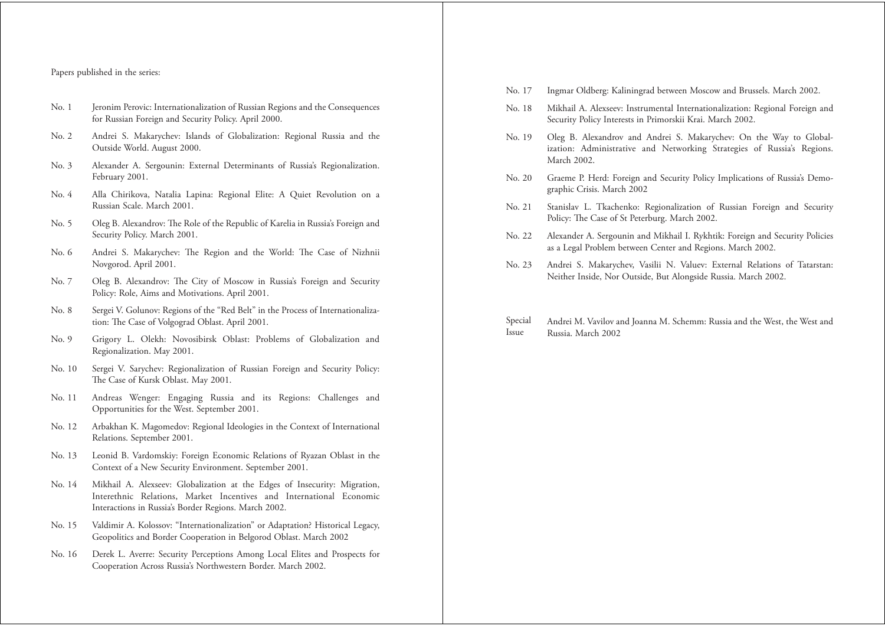Papers published in the series:

No. 1 Jeronim Perovic: Internationalization of Russian Regions and the Consequences for Russian Foreign and Security Policy. April 2000.

No. 2 Andrei S. Makarychev: Islands of Globalization: Regional Russia and the Outside World. August 2000.

No. 3 Alexander A. Sergounin: External Determinants of Russia's Regionalization. February 2001.

No. 4 Alla Chirikova, Natalia Lapina: Regional Elite: A Quiet Revolution on a Russian Scale. March 2001.

No. 5 Oleg B. Alexandrov: The Role of the Republic of Karelia in Russia's Foreign and Security Policy. March 2001.

No. 6 Andrei S. Makarychev: The Region and the World: The Case of Nizhnii Novgorod. April 2001.

No. 7 Oleg B. Alexandrov: The City of Moscow in Russia's Foreign and Security Policy: Role, Aims and Motivations. April 2001.

No. 8 Sergei V. Golunov: Regions of the "Red Belt" in the Process of Internationalization: The Case of Volgograd Oblast. April 2001.

No. 9 Grigory L. Olekh: Novosibirsk Oblast: Problems of Globalization and Regionalization. May 2001.

No. 10 Sergei V. Sarychev: Regionalization of Russian Foreign and Security Policy: The Case of Kursk Oblast. May 2001.

No. 11 Andreas Wenger: Engaging Russia and its Regions: Challenges and Opportunities for the West. September 2001.

No. 12 Arbakhan K. Magomedov: Regional Ideologies in the Context of International Relations. September 2001.

No. 13 Leonid B. Vardomskiy: Foreign Economic Relations of Ryazan Oblast in the Context of a New Security Environment. September 2001.

No. 14 Mikhail A. Alexseev: Globalization at the Edges of Insecurity: Migration, Interethnic Relations, Market Incentives and International Economic Interactions in Russia's Border Regions. March 2002.

No. 15 Valdimir A. Kolossov: "Internationalization" or Adaptation? Historical Legacy, Geopolitics and Border Cooperation in Belgorod Oblast. March 2002

No. 16 Derek L. Averre: Security Perceptions Among Local Elites and Prospects for Cooperation Across Russia's Northwestern Border. March 2002.

No. 17 Ingmar Oldberg: Kaliningrad between Moscow and Brussels. March 2002.

No. 18 Mikhail A. Alexseev: Instrumental Internationalization: Regional Foreign and Security Policy Interests in Primorskii Krai. March 2002.

No. 19 Oleg B. Alexandrov and Andrei S. Makarychev: On the Way to Globalization: Administrative and Networking Strategies of Russia's Regions. March 2002.

No. 20 Graeme P. Herd: Foreign and Security Policy Implications of Russia's Demographic Crisis. March 2002

No. 21 Stanislav L. Tkachenko: Regionalization of Russian Foreign and Security Policy: The Case of St Peterburg. March 2002.

No. 22 Alexander A. Sergounin and Mikhail I. Rykhtik: Foreign and Security Policies as a Legal Problem between Center and Regions. March 2002.

No. 23 Andrei S. Makarychev, Vasilii N. Valuev: External Relations of Tatarstan: Neither Inside, Nor Outside, But Alongside Russia. March 2002.

Special Issue Andrei M. Vavilov and Joanna M. Schemm: Russia and the West, the West and Russia. March 2002